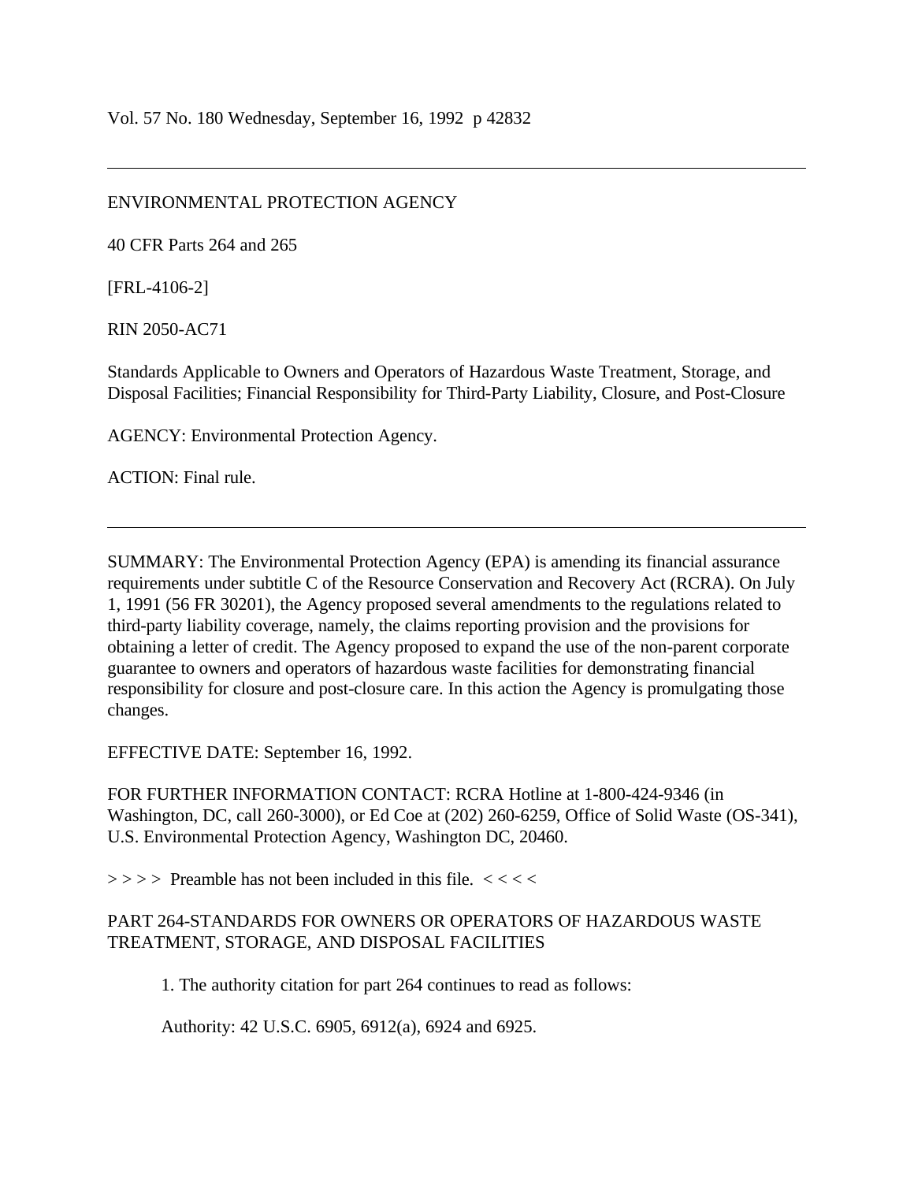Vol. 57 No. 180 Wednesday, September 16, 1992 p 42832

---

ENVIRONMENTAL PROTECTION AGENCY

40 CFR Parts 264 and 265

[FRL-4106-2]

RIN 2050-AC71

Standards Applicable to Owners and Operators of Hazardous Waste Treatment, Storage, and Disposal Facilities; Financial Responsibility for Third-Party Liability, Closure, and Post-Closure

AGENCY: Environmental Protection Agency.

ACTION: Final rule.

---

SUMMARY: The Environmental Protection Agency (EPA) is amending its financial assurance requirements under subtitle C of the Resource Conservation and Recovery Act (RCRA). On July 1, 1991 (56 FR 30201), the Agency proposed several amendments to the regulations related to third-party liability coverage, namely, the claims reporting provision and the provisions for obtaining a letter of credit. The Agency proposed to expand the use of the non-parent corporate guarantee to owners and operators of hazardous waste facilities for demonstrating financial responsibility for closure and post-closure care. In this action the Agency is promulgating those changes.

EFFECTIVE DATE: September 16, 1992.

FOR FURTHER INFORMATION CONTACT: RCRA Hotline at 1-800-424-9346 (in Washington, DC, call 260-3000), or Ed Coe at (202) 260-6259, Office of Solid Waste (OS-341), U.S. Environmental Protection Agency, Washington DC, 20460.

> > > > Preamble has not been included in this file. < < < <

PART 264-STANDARDS FOR OWNERS OR OPERATORS OF HAZARDOUS WASTE TREATMENT, STORAGE, AND DISPOSAL FACILITIES

1. The authority citation for part 264 continues to read as follows:

Authority: 42 U.S.C. 6905, 6912(a), 6924 and 6925.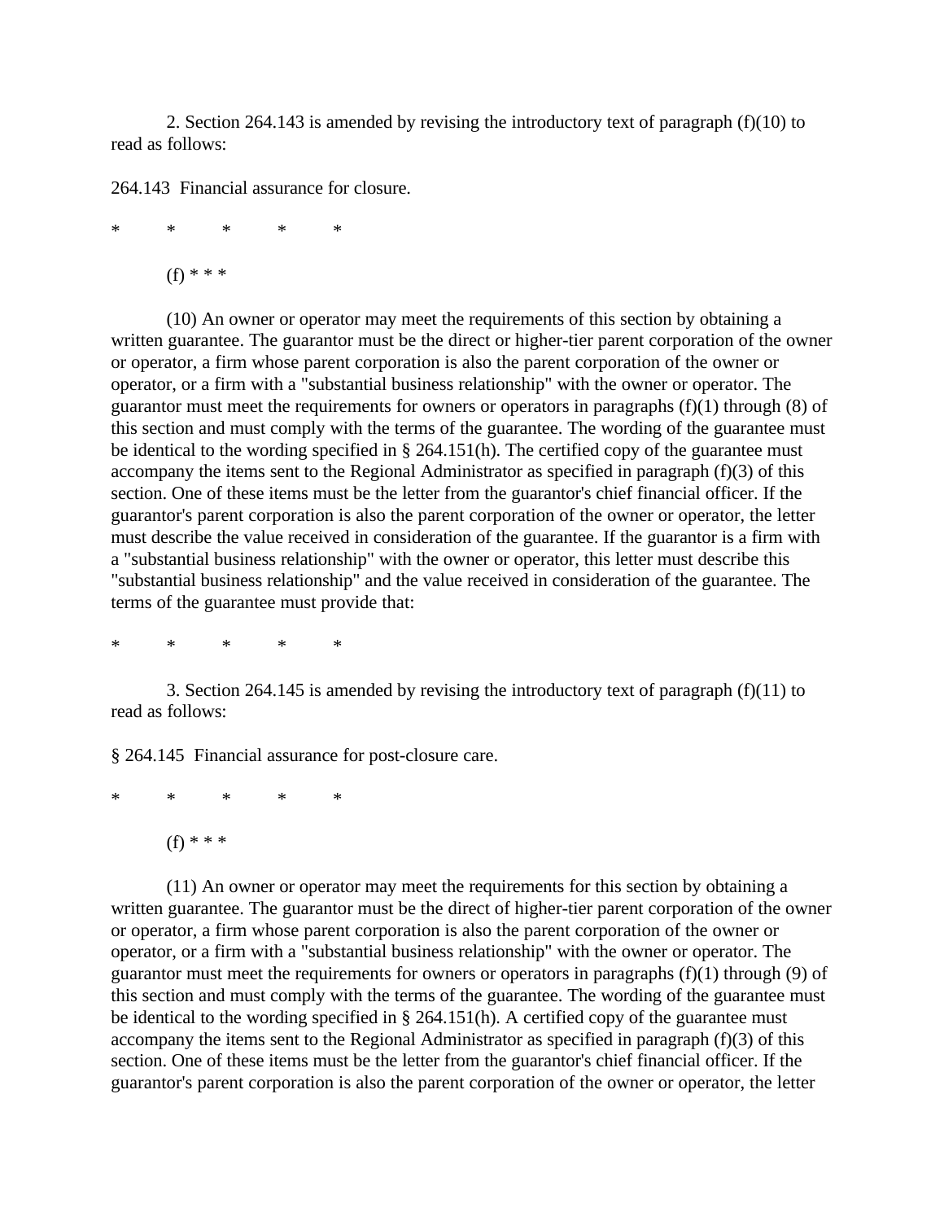2. Section 264.143 is amended by revising the introductory text of paragraph (f)(10) to read as follows:

264.143 Financial assurance for closure.

\*     \*     \*     \*     \*

(f) \* \* \*

(10) An owner or operator may meet the requirements of this section by obtaining a written guarantee. The guarantor must be the direct or higher-tier parent corporation of the owner or operator, a firm whose parent corporation is also the parent corporation of the owner or operator, or a firm with a "substantial business relationship" with the owner or operator. The guarantor must meet the requirements for owners or operators in paragraphs (f)(1) through (8) of this section and must comply with the terms of the guarantee. The wording of the guarantee must be identical to the wording specified in § 264.151(h). The certified copy of the guarantee must accompany the items sent to the Regional Administrator as specified in paragraph (f)(3) of this section. One of these items must be the letter from the guarantor's chief financial officer. If the guarantor's parent corporation is also the parent corporation of the owner or operator, the letter must describe the value received in consideration of the guarantee. If the guarantor is a firm with a "substantial business relationship" with the owner or operator, this letter must describe this "substantial business relationship" and the value received in consideration of the guarantee. The terms of the guarantee must provide that:

\*     \*     \*     \*     \*

3. Section 264.145 is amended by revising the introductory text of paragraph (f)(11) to read as follows:

§ 264.145 Financial assurance for post-closure care.

\*     \*     \*     \*     \*

(f) \* \* \*

(11) An owner or operator may meet the requirements for this section by obtaining a written guarantee. The guarantor must be the direct of higher-tier parent corporation of the owner or operator, a firm whose parent corporation is also the parent corporation of the owner or operator, or a firm with a "substantial business relationship" with the owner or operator. The guarantor must meet the requirements for owners or operators in paragraphs (f)(1) through (9) of this section and must comply with the terms of the guarantee. The wording of the guarantee must be identical to the wording specified in § 264.151(h). A certified copy of the guarantee must accompany the items sent to the Regional Administrator as specified in paragraph (f)(3) of this section. One of these items must be the letter from the guarantor's chief financial officer. If the guarantor's parent corporation is also the parent corporation of the owner or operator, the letter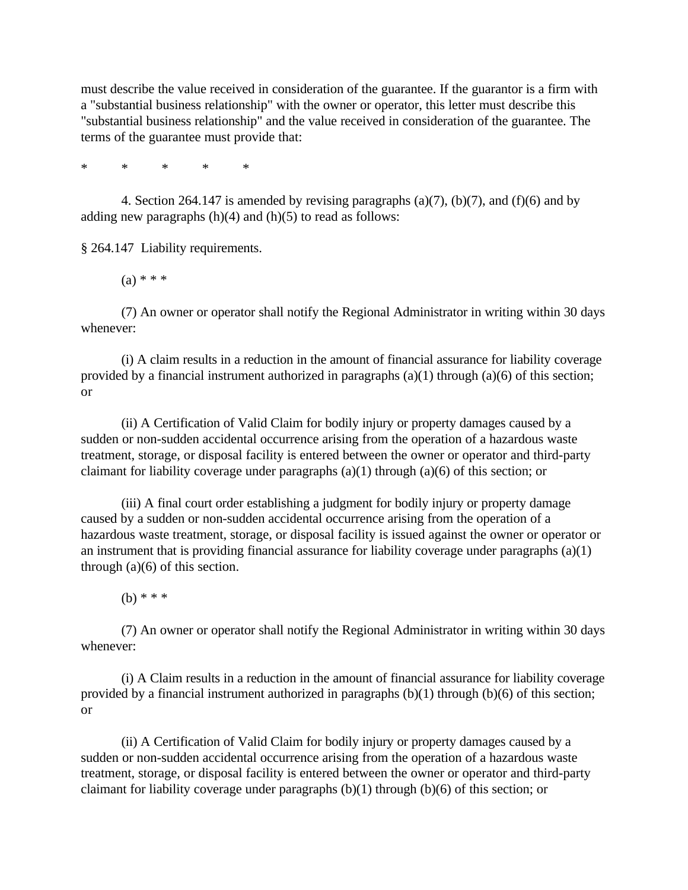must describe the value received in consideration of the guarantee. If the guarantor is a firm with a "substantial business relationship" with the owner or operator, this letter must describe this "substantial business relationship" and the value received in consideration of the guarantee. The terms of the guarantee must provide that:

\*     \*     \*     \*     \*

4. Section 264.147 is amended by revising paragraphs (a)(7), (b)(7), and (f)(6) and by adding new paragraphs (h)(4) and (h)(5) to read as follows:

§ 264.147  Liability requirements.

(a) * * *

(7) An owner or operator shall notify the Regional Administrator in writing within 30 days whenever:

(i) A claim results in a reduction in the amount of financial assurance for liability coverage provided by a financial instrument authorized in paragraphs (a)(1) through (a)(6) of this section; or

(ii) A Certification of Valid Claim for bodily injury or property damages caused by a sudden or non-sudden accidental occurrence arising from the operation of a hazardous waste treatment, storage, or disposal facility is entered between the owner or operator and third-party claimant for liability coverage under paragraphs (a)(1) through (a)(6) of this section; or

(iii) A final court order establishing a judgment for bodily injury or property damage caused by a sudden or non-sudden accidental occurrence arising from the operation of a hazardous waste treatment, storage, or disposal facility is issued against the owner or operator or an instrument that is providing financial assurance for liability coverage under paragraphs (a)(1) through (a)(6) of this section.

(b) * * *

(7) An owner or operator shall notify the Regional Administrator in writing within 30 days whenever:

(i) A Claim results in a reduction in the amount of financial assurance for liability coverage provided by a financial instrument authorized in paragraphs (b)(1) through (b)(6) of this section; or

(ii) A Certification of Valid Claim for bodily injury or property damages caused by a sudden or non-sudden accidental occurrence arising from the operation of a hazardous waste treatment, storage, or disposal facility is entered between the owner or operator and third-party claimant for liability coverage under paragraphs (b)(1) through (b)(6) of this section; or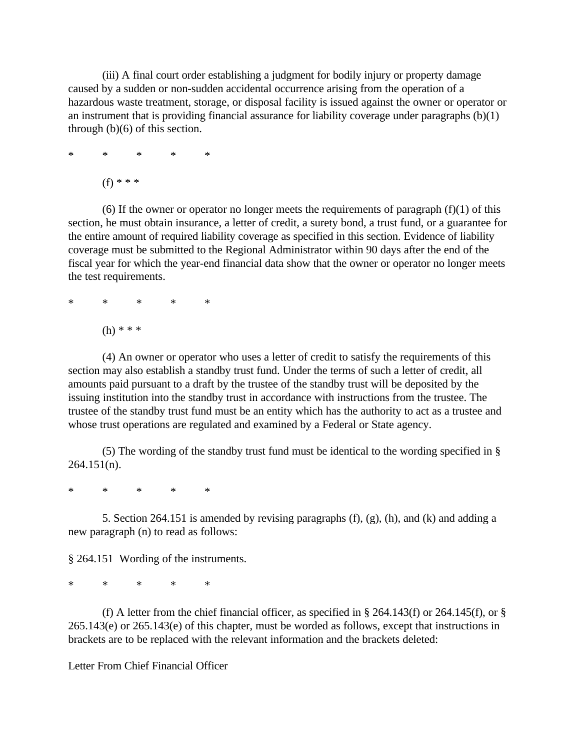(iii) A final court order establishing a judgment for bodily injury or property damage caused by a sudden or non-sudden accidental occurrence arising from the operation of a hazardous waste treatment, storage, or disposal facility is issued against the owner or operator or an instrument that is providing financial assurance for liability coverage under paragraphs (b)(1) through (b)(6) of this section.

\*  \*  \*  \*  \*

(f) * * *

(6) If the owner or operator no longer meets the requirements of paragraph (f)(1) of this section, he must obtain insurance, a letter of credit, a surety bond, a trust fund, or a guarantee for the entire amount of required liability coverage as specified in this section. Evidence of liability coverage must be submitted to the Regional Administrator within 90 days after the end of the fiscal year for which the year-end financial data show that the owner or operator no longer meets the test requirements.

\*  \*  \*  \*  \*

(h) * * *

(4) An owner or operator who uses a letter of credit to satisfy the requirements of this section may also establish a standby trust fund. Under the terms of such a letter of credit, all amounts paid pursuant to a draft by the trustee of the standby trust will be deposited by the issuing institution into the standby trust in accordance with instructions from the trustee. The trustee of the standby trust fund must be an entity which has the authority to act as a trustee and whose trust operations are regulated and examined by a Federal or State agency.

(5) The wording of the standby trust fund must be identical to the wording specified in § 264.151(n).

\*  \*  \*  \*  \*

5. Section 264.151 is amended by revising paragraphs (f), (g), (h), and (k) and adding a new paragraph (n) to read as follows:

§ 264.151 Wording of the instruments.

\*  \*  \*  \*  \*

(f) A letter from the chief financial officer, as specified in § 264.143(f) or 264.145(f), or § 265.143(e) or 265.143(e) of this chapter, must be worded as follows, except that instructions in brackets are to be replaced with the relevant information and the brackets deleted:

Letter From Chief Financial Officer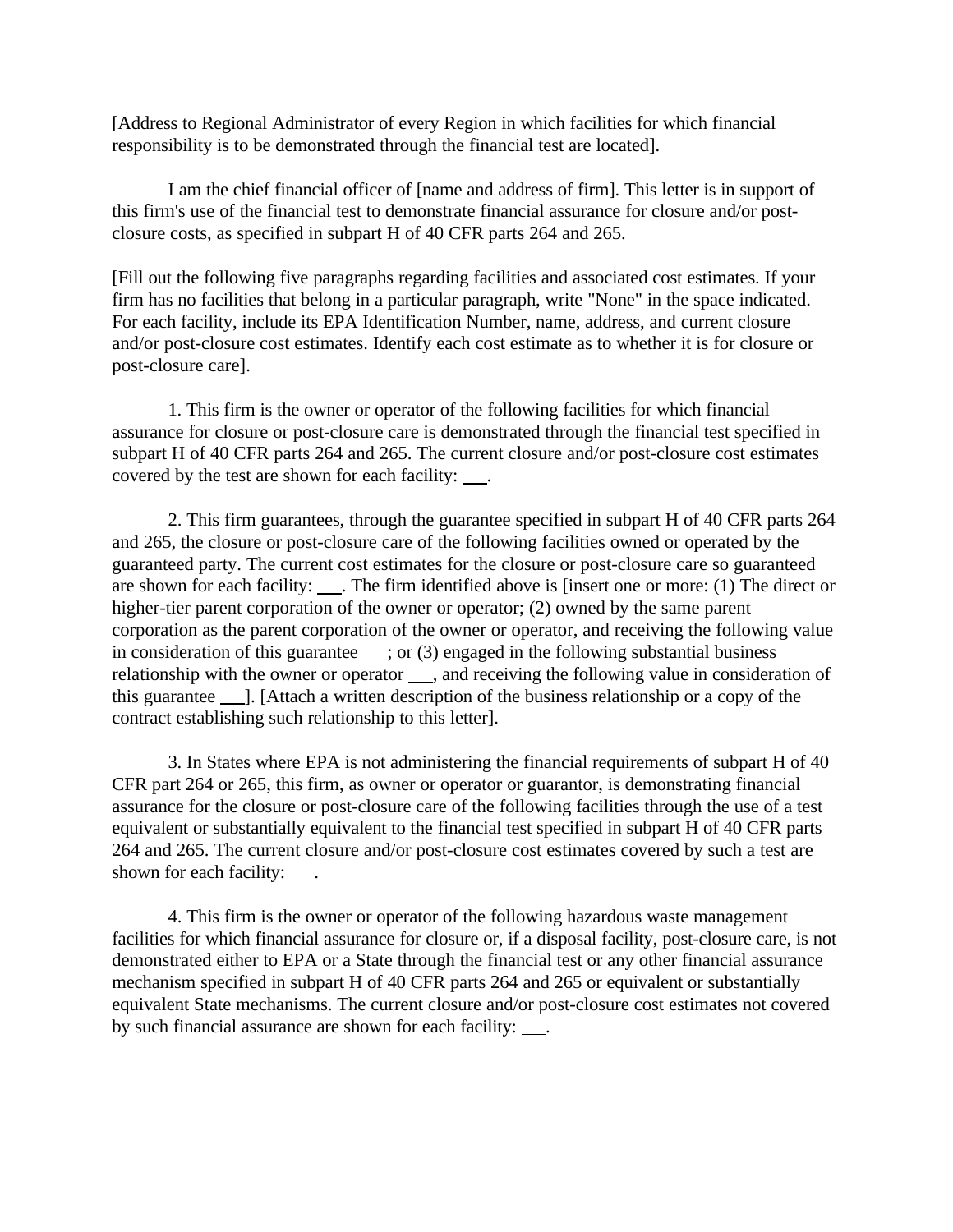[Address to Regional Administrator of every Region in which facilities for which financial responsibility is to be demonstrated through the financial test are located].

I am the chief financial officer of [name and address of firm]. This letter is in support of this firm's use of the financial test to demonstrate financial assurance for closure and/or post-closure costs, as specified in subpart H of 40 CFR parts 264 and 265.

[Fill out the following five paragraphs regarding facilities and associated cost estimates. If your firm has no facilities that belong in a particular paragraph, write "None" in the space indicated. For each facility, include its EPA Identification Number, name, address, and current closure and/or post-closure cost estimates. Identify each cost estimate as to whether it is for closure or post-closure care].

1. This firm is the owner or operator of the following facilities for which financial assurance for closure or post-closure care is demonstrated through the financial test specified in subpart H of 40 CFR parts 264 and 265. The current closure and/or post-closure cost estimates covered by the test are shown for each facility: ___.

2. This firm guarantees, through the guarantee specified in subpart H of 40 CFR parts 264 and 265, the closure or post-closure care of the following facilities owned or operated by the guaranteed party. The current cost estimates for the closure or post-closure care so guaranteed are shown for each facility: ___. The firm identified above is [insert one or more: (1) The direct or higher-tier parent corporation of the owner or operator; (2) owned by the same parent corporation as the parent corporation of the owner or operator, and receiving the following value in consideration of this guarantee ___; or (3) engaged in the following substantial business relationship with the owner or operator ___, and receiving the following value in consideration of this guarantee ___]. [Attach a written description of the business relationship or a copy of the contract establishing such relationship to this letter].

3. In States where EPA is not administering the financial requirements of subpart H of 40 CFR part 264 or 265, this firm, as owner or operator or guarantor, is demonstrating financial assurance for the closure or post-closure care of the following facilities through the use of a test equivalent or substantially equivalent to the financial test specified in subpart H of 40 CFR parts 264 and 265. The current closure and/or post-closure cost estimates covered by such a test are shown for each facility: ___.

4. This firm is the owner or operator of the following hazardous waste management facilities for which financial assurance for closure or, if a disposal facility, post-closure care, is not demonstrated either to EPA or a State through the financial test or any other financial assurance mechanism specified in subpart H of 40 CFR parts 264 and 265 or equivalent or substantially equivalent State mechanisms. The current closure and/or post-closure cost estimates not covered by such financial assurance are shown for each facility: ___.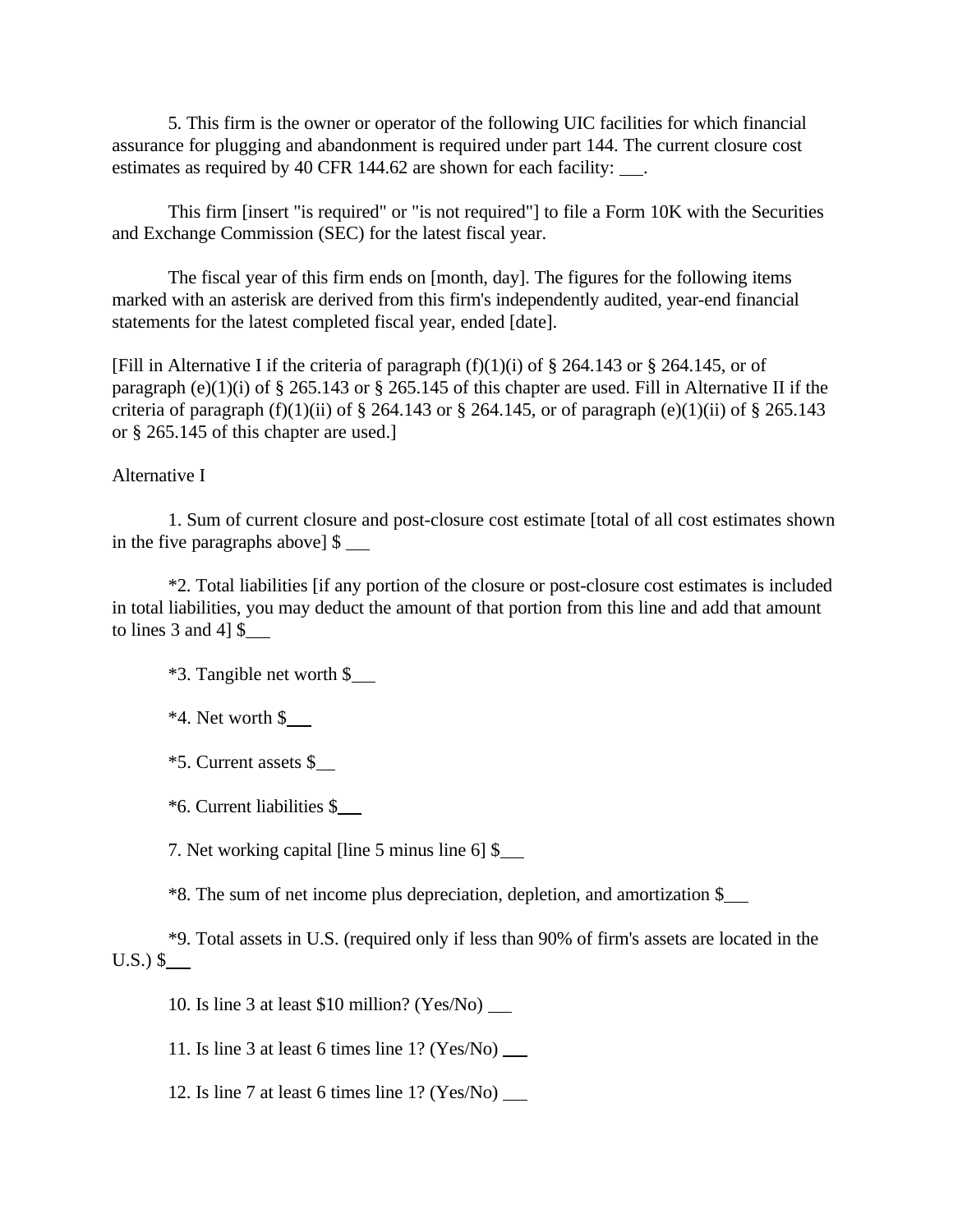5. This firm is the owner or operator of the following UIC facilities for which financial assurance for plugging and abandonment is required under part 144. The current closure cost estimates as required by 40 CFR 144.62 are shown for each facility: \_\_\_.

This firm [insert "is required" or "is not required"] to file a Form 10K with the Securities and Exchange Commission (SEC) for the latest fiscal year.

The fiscal year of this firm ends on [month, day]. The figures for the following items marked with an asterisk are derived from this firm's independently audited, year-end financial statements for the latest completed fiscal year, ended [date].

[Fill in Alternative I if the criteria of paragraph (f)(1)(i) of § 264.143 or § 264.145, or of paragraph (e)(1)(i) of § 265.143 or § 265.145 of this chapter are used. Fill in Alternative II if the criteria of paragraph (f)(1)(ii) of § 264.143 or § 264.145, or of paragraph (e)(1)(ii) of § 265.143 or § 265.145 of this chapter are used.]

Alternative I

1. Sum of current closure and post-closure cost estimate [total of all cost estimates shown in the five paragraphs above] $ \_\_\_

*2. Total liabilities [if any portion of the closure or post-closure cost estimates is included in total liabilities, you may deduct the amount of that portion from this line and add that amount to lines 3 and 4] $\_\_\_

*3. Tangible net worth $\_\_\_

*4. Net worth $\_\_\_

*5. Current assets $\_\_\_

*6. Current liabilities $\_\_\_

7. Net working capital [line 5 minus line 6] $\_\_\_

*8. The sum of net income plus depreciation, depletion, and amortization $\_\_\_

*9. Total assets in U.S. (required only if less than 90% of firm's assets are located in the U.S.) $\_\_\_

10. Is line 3 at least $10 million? (Yes/No) \_\_\_

11. Is line 3 at least 6 times line 1? (Yes/No) \_\_\_

12. Is line 7 at least 6 times line 1? (Yes/No) \_\_\_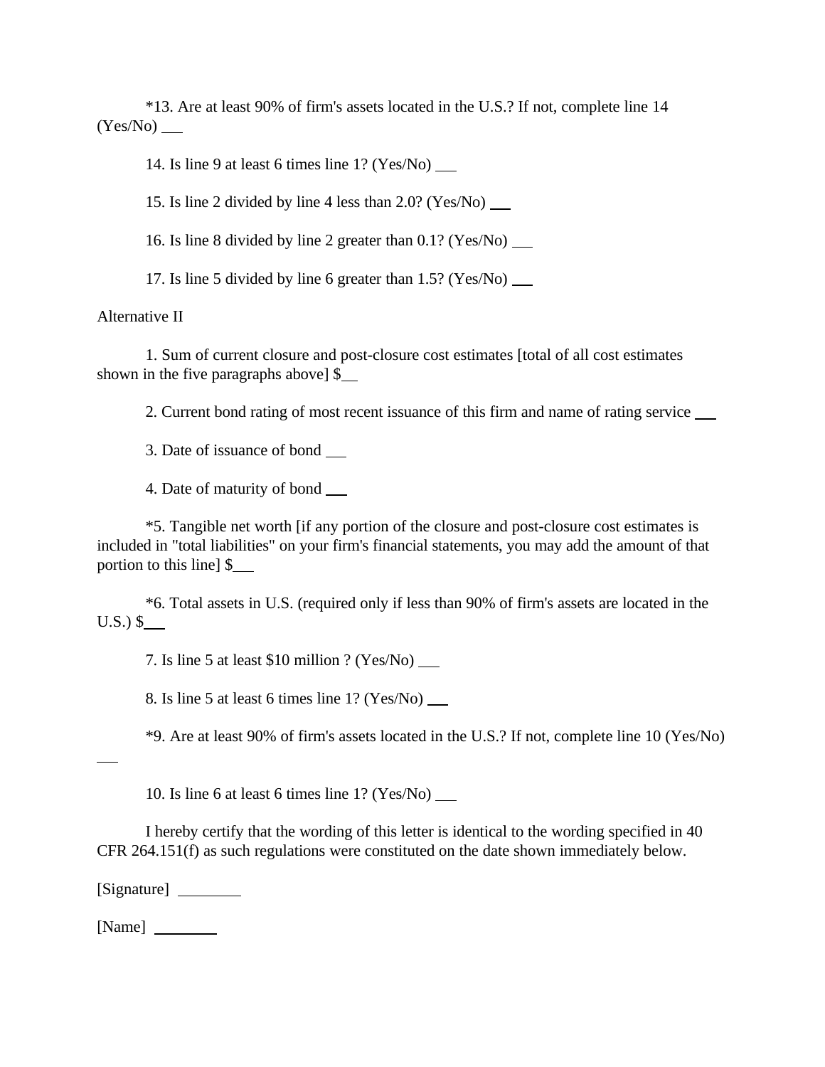*13. Are at least 90% of firm's assets located in the U.S.? If not, complete line 14 (Yes/No) ___

14. Is line 9 at least 6 times line 1? (Yes/No) ___

15. Is line 2 divided by line 4 less than 2.0? (Yes/No) ___

16. Is line 8 divided by line 2 greater than 0.1? (Yes/No) ___

17. Is line 5 divided by line 6 greater than 1.5? (Yes/No) ___

Alternative II

1. Sum of current closure and post-closure cost estimates [total of all cost estimates shown in the five paragraphs above] $___

2. Current bond rating of most recent issuance of this firm and name of rating service ___

3. Date of issuance of bond ___

4. Date of maturity of bond ___

*5. Tangible net worth [if any portion of the closure and post-closure cost estimates is included in "total liabilities" on your firm's financial statements, you may add the amount of that portion to this line] $___

*6. Total assets in U.S. (required only if less than 90% of firm's assets are located in the U.S.) $___

7. Is line 5 at least $10 million ? (Yes/No) ___

8. Is line 5 at least 6 times line 1? (Yes/No) ___

*9. Are at least 90% of firm's assets located in the U.S.? If not, complete line 10 (Yes/No) ___

10. Is line 6 at least 6 times line 1? (Yes/No) ___

I hereby certify that the wording of this letter is identical to the wording specified in 40 CFR 264.151(f) as such regulations were constituted on the date shown immediately below.

[Signature] ________

[Name] ________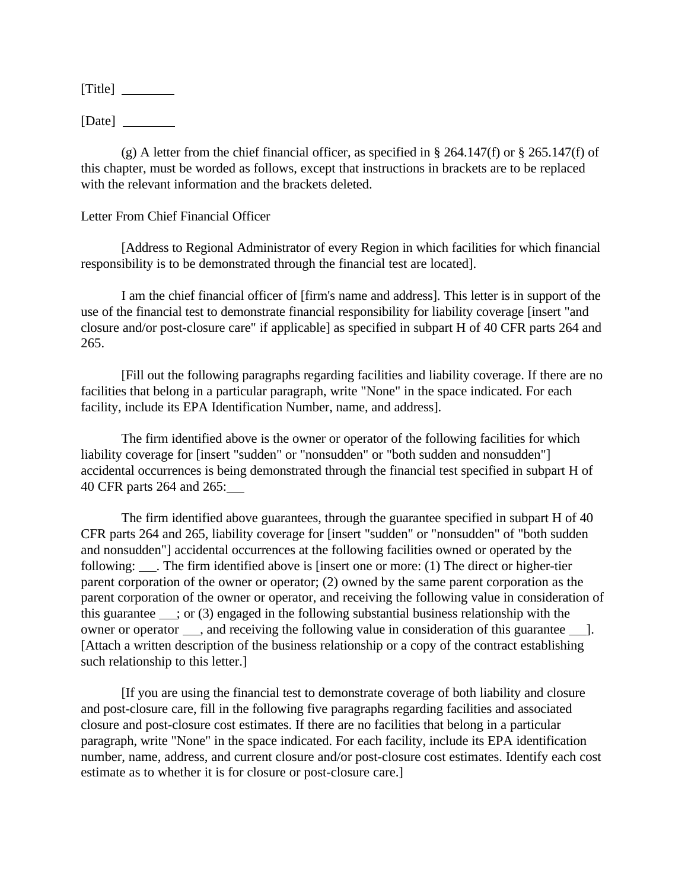[Title] ________

[Date] ________

(g) A letter from the chief financial officer, as specified in § 264.147(f) or § 265.147(f) of this chapter, must be worded as follows, except that instructions in brackets are to be replaced with the relevant information and the brackets deleted.

Letter From Chief Financial Officer

[Address to Regional Administrator of every Region in which facilities for which financial responsibility is to be demonstrated through the financial test are located].

I am the chief financial officer of [firm's name and address]. This letter is in support of the use of the financial test to demonstrate financial responsibility for liability coverage [insert "and closure and/or post-closure care" if applicable] as specified in subpart H of 40 CFR parts 264 and 265.

[Fill out the following paragraphs regarding facilities and liability coverage. If there are no facilities that belong in a particular paragraph, write "None" in the space indicated. For each facility, include its EPA Identification Number, name, and address].

The firm identified above is the owner or operator of the following facilities for which liability coverage for [insert "sudden" or "nonsudden" or "both sudden and nonsudden"] accidental occurrences is being demonstrated through the financial test specified in subpart H of 40 CFR parts 264 and 265:___

The firm identified above guarantees, through the guarantee specified in subpart H of 40 CFR parts 264 and 265, liability coverage for [insert "sudden" or "nonsudden" of "both sudden and nonsudden"] accidental occurrences at the following facilities owned or operated by the following: ___. The firm identified above is [insert one or more: (1) The direct or higher-tier parent corporation of the owner or operator; (2) owned by the same parent corporation as the parent corporation of the owner or operator, and receiving the following value in consideration of this guarantee ___; or (3) engaged in the following substantial business relationship with the owner or operator ___, and receiving the following value in consideration of this guarantee ___]. [Attach a written description of the business relationship or a copy of the contract establishing such relationship to this letter.]

[If you are using the financial test to demonstrate coverage of both liability and closure and post-closure care, fill in the following five paragraphs regarding facilities and associated closure and post-closure cost estimates. If there are no facilities that belong in a particular paragraph, write "None" in the space indicated. For each facility, include its EPA identification number, name, address, and current closure and/or post-closure cost estimates. Identify each cost estimate as to whether it is for closure or post-closure care.]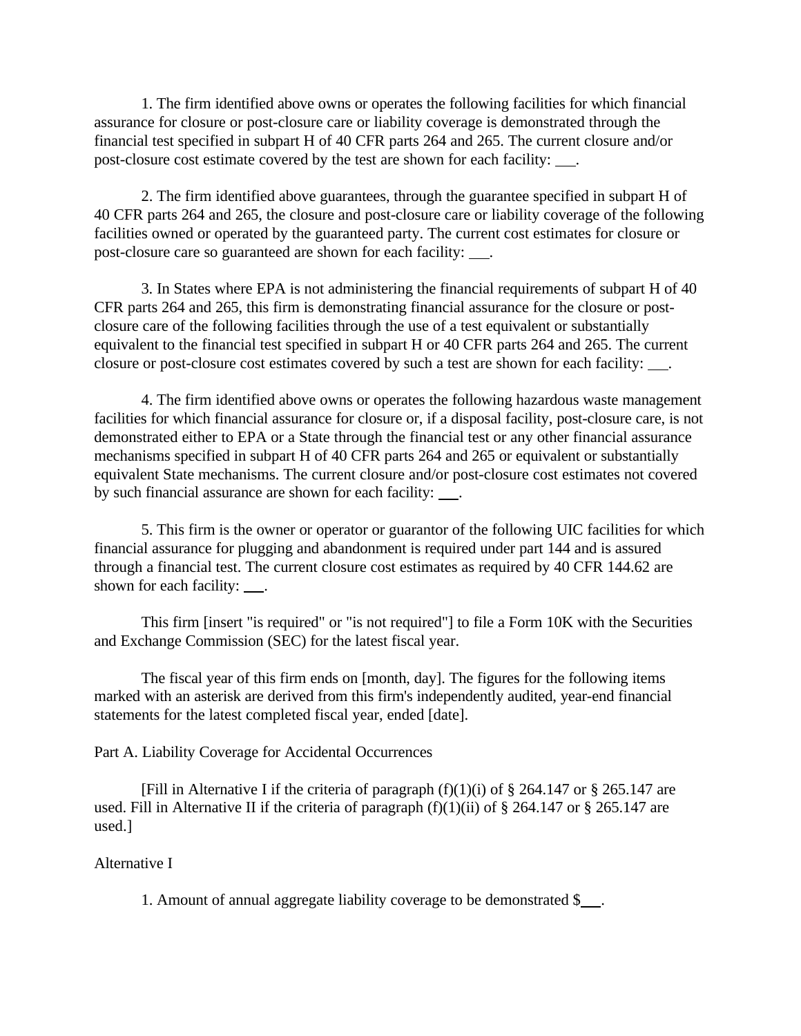1. The firm identified above owns or operates the following facilities for which financial assurance for closure or post-closure care or liability coverage is demonstrated through the financial test specified in subpart H of 40 CFR parts 264 and 265. The current closure and/or post-closure cost estimate covered by the test are shown for each facility: ___.

2. The firm identified above guarantees, through the guarantee specified in subpart H of 40 CFR parts 264 and 265, the closure and post-closure care or liability coverage of the following facilities owned or operated by the guaranteed party. The current cost estimates for closure or post-closure care so guaranteed are shown for each facility: ___.

3. In States where EPA is not administering the financial requirements of subpart H of 40 CFR parts 264 and 265, this firm is demonstrating financial assurance for the closure or post-closure care of the following facilities through the use of a test equivalent or substantially equivalent to the financial test specified in subpart H or 40 CFR parts 264 and 265. The current closure or post-closure cost estimates covered by such a test are shown for each facility: ___.

4. The firm identified above owns or operates the following hazardous waste management facilities for which financial assurance for closure or, if a disposal facility, post-closure care, is not demonstrated either to EPA or a State through the financial test or any other financial assurance mechanisms specified in subpart H of 40 CFR parts 264 and 265 or equivalent or substantially equivalent State mechanisms. The current closure and/or post-closure cost estimates not covered by such financial assurance are shown for each facility: ___.

5. This firm is the owner or operator or guarantor of the following UIC facilities for which financial assurance for plugging and abandonment is required under part 144 and is assured through a financial test. The current closure cost estimates as required by 40 CFR 144.62 are shown for each facility: ___.

This firm [insert "is required" or "is not required"] to file a Form 10K with the Securities and Exchange Commission (SEC) for the latest fiscal year.

The fiscal year of this firm ends on [month, day]. The figures for the following items marked with an asterisk are derived from this firm's independently audited, year-end financial statements for the latest completed fiscal year, ended [date].

Part A. Liability Coverage for Accidental Occurrences

[Fill in Alternative I if the criteria of paragraph (f)(1)(i) of § 264.147 or § 265.147 are used. Fill in Alternative II if the criteria of paragraph (f)(1)(ii) of § 264.147 or § 265.147 are used.]

Alternative I

1. Amount of annual aggregate liability coverage to be demonstrated $___.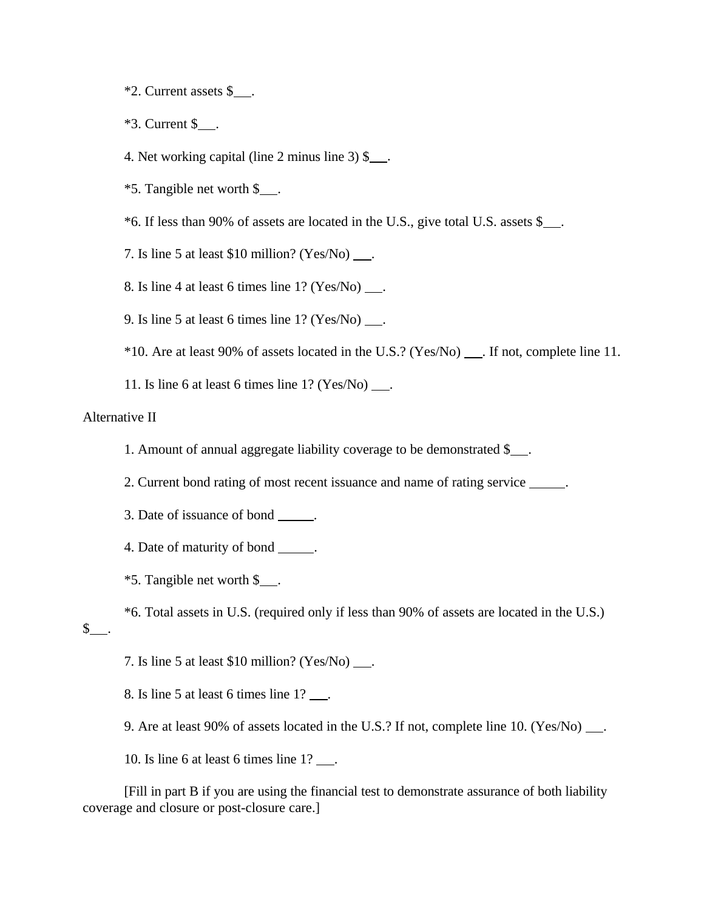*2. Current assets $___.

*3. Current $___.

4. Net working capital (line 2 minus line 3) $___.

*5. Tangible net worth $___.

*6. If less than 90% of assets are located in the U.S., give total U.S. assets $___.

7. Is line 5 at least $10 million? (Yes/No) ___.

8. Is line 4 at least 6 times line 1? (Yes/No) ___.

9. Is line 5 at least 6 times line 1? (Yes/No) ___.

*10. Are at least 90% of assets located in the U.S.? (Yes/No) ___. If not, complete line 11.

11. Is line 6 at least 6 times line 1? (Yes/No) ___.

Alternative II

1. Amount of annual aggregate liability coverage to be demonstrated $___.

2. Current bond rating of most recent issuance and name of rating service _____.

3. Date of issuance of bond _____.

4. Date of maturity of bond _____.

*5. Tangible net worth $___.

*6. Total assets in U.S. (required only if less than 90% of assets are located in the U.S.) $___.

7. Is line 5 at least $10 million? (Yes/No) ___.

8. Is line 5 at least 6 times line 1? ___.

9. Are at least 90% of assets located in the U.S.? If not, complete line 10. (Yes/No) ___.

10. Is line 6 at least 6 times line 1? ___.

[Fill in part B if you are using the financial test to demonstrate assurance of both liability coverage and closure or post-closure care.]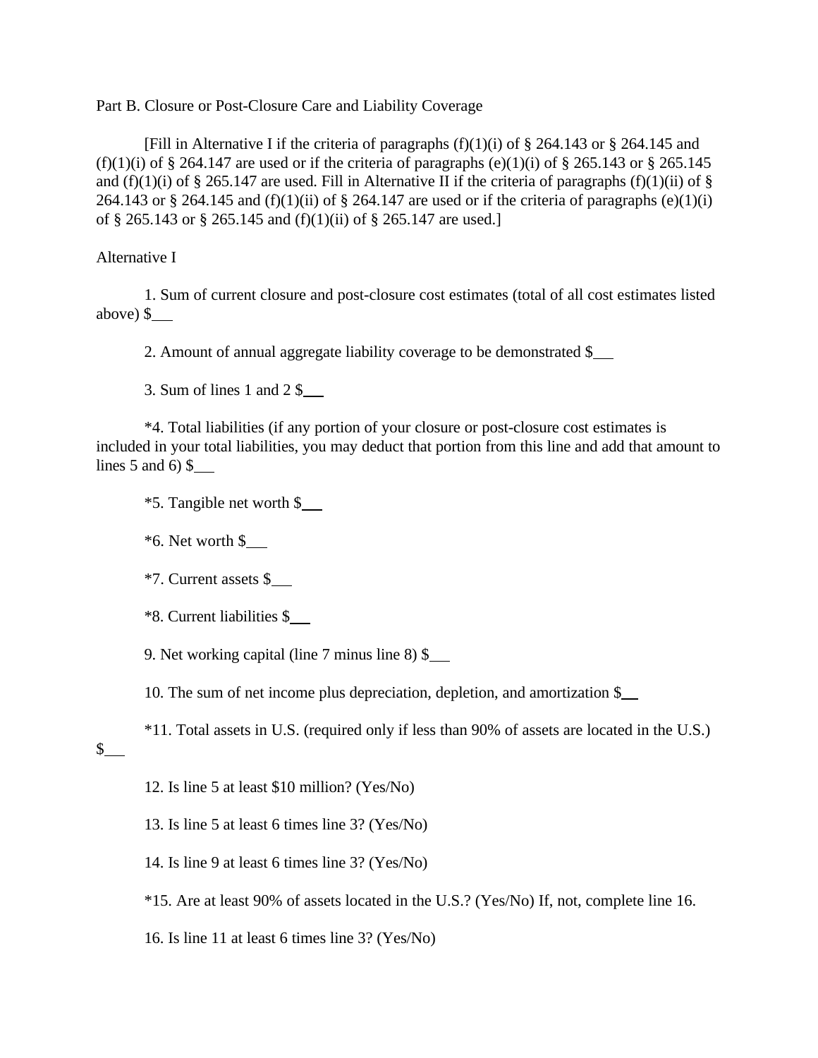Part B. Closure or Post-Closure Care and Liability Coverage

[Fill in Alternative I if the criteria of paragraphs (f)(1)(i) of § 264.143 or § 264.145 and (f)(1)(i) of § 264.147 are used or if the criteria of paragraphs (e)(1)(i) of § 265.143 or § 265.145 and (f)(1)(i) of § 265.147 are used. Fill in Alternative II if the criteria of paragraphs (f)(1)(ii) of § 264.143 or § 264.145 and (f)(1)(ii) of § 264.147 are used or if the criteria of paragraphs (e)(1)(i) of § 265.143 or § 265.145 and (f)(1)(ii) of § 265.147 are used.]

Alternative I

1. Sum of current closure and post-closure cost estimates (total of all cost estimates listed above) $\_\_

2. Amount of annual aggregate liability coverage to be demonstrated $\_\_

3. Sum of lines 1 and 2 $\_\_

*4. Total liabilities (if any portion of your closure or post-closure cost estimates is included in your total liabilities, you may deduct that portion from this line and add that amount to lines 5 and 6) $\_\_

*5. Tangible net worth $\_\_

*6. Net worth $\_\_

*7. Current assets $\_\_

*8. Current liabilities $\_\_

9. Net working capital (line 7 minus line 8) $\_\_

10. The sum of net income plus depreciation, depletion, and amortization $\_\_

*11. Total assets in U.S. (required only if less than 90% of assets are located in the U.S.) $\_\_

12. Is line 5 at least $10 million? (Yes/No)

13. Is line 5 at least 6 times line 3? (Yes/No)

14. Is line 9 at least 6 times line 3? (Yes/No)

*15. Are at least 90% of assets located in the U.S.? (Yes/No) If, not, complete line 16.

16. Is line 11 at least 6 times line 3? (Yes/No)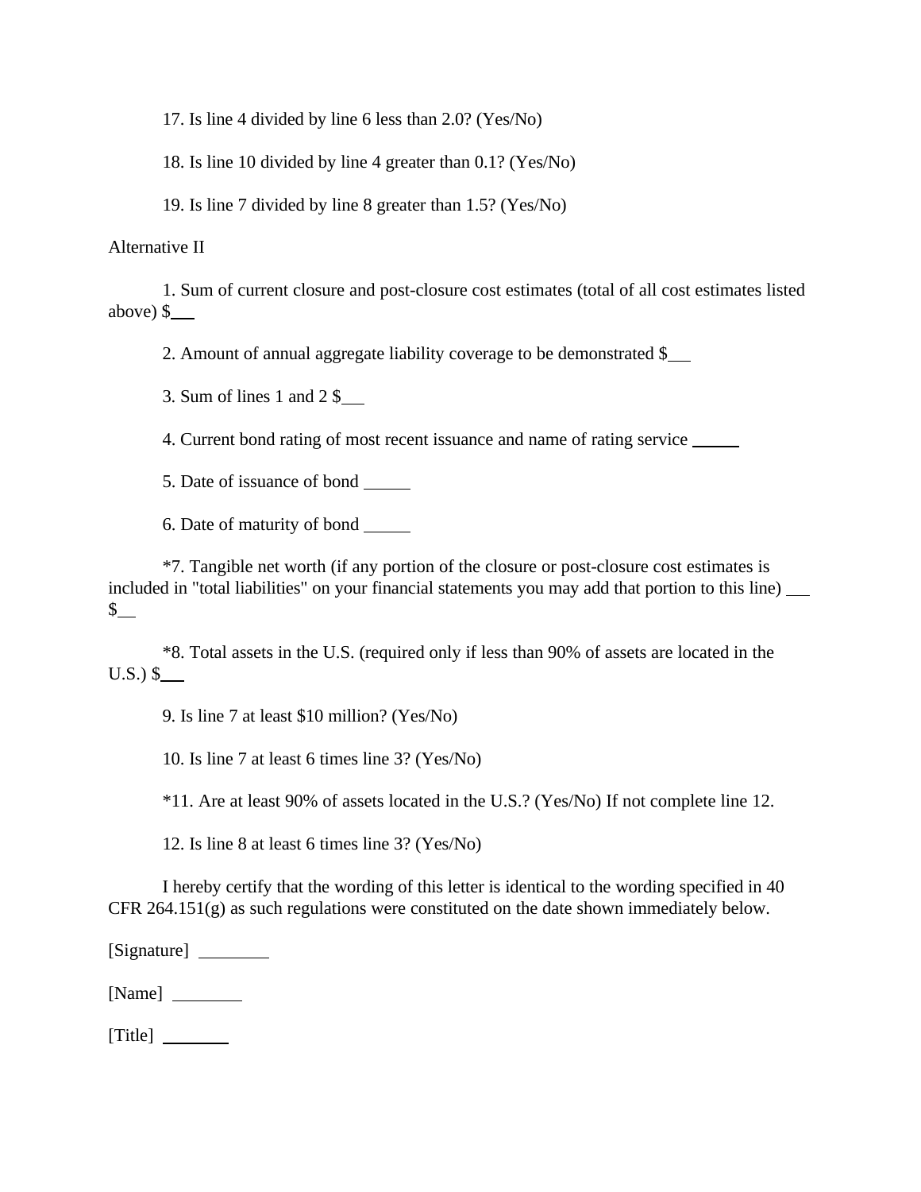17. Is line 4 divided by line 6 less than 2.0? (Yes/No)

18. Is line 10 divided by line 4 greater than 0.1? (Yes/No)

19. Is line 7 divided by line 8 greater than 1.5? (Yes/No)

Alternative II

1. Sum of current closure and post-closure cost estimates (total of all cost estimates listed above) $___

2. Amount of annual aggregate liability coverage to be demonstrated $___

3. Sum of lines 1 and 2 $___

4. Current bond rating of most recent issuance and name of rating service ______

5. Date of issuance of bond ______

6. Date of maturity of bond ______

*7. Tangible net worth (if any portion of the closure or post-closure cost estimates is included in "total liabilities" on your financial statements you may add that portion to this line) ___ $___

*8. Total assets in the U.S. (required only if less than 90% of assets are located in the U.S.) $___

9. Is line 7 at least $10 million? (Yes/No)

10. Is line 7 at least 6 times line 3? (Yes/No)

*11. Are at least 90% of assets located in the U.S.? (Yes/No) If not complete line 12.

12. Is line 8 at least 6 times line 3? (Yes/No)

I hereby certify that the wording of this letter is identical to the wording specified in 40 CFR 264.151(g) as such regulations were constituted on the date shown immediately below.

[Signature] ________

[Name] ________

[Title] ________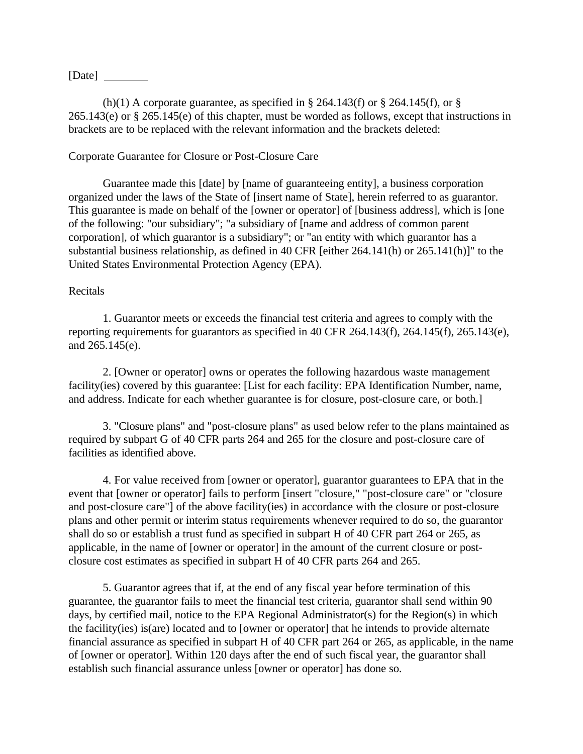[Date] ________

(h)(1) A corporate guarantee, as specified in § 264.143(f) or § 264.145(f), or § 265.143(e) or § 265.145(e) of this chapter, must be worded as follows, except that instructions in brackets are to be replaced with the relevant information and the brackets deleted:

Corporate Guarantee for Closure or Post-Closure Care

Guarantee made this [date] by [name of guaranteeing entity], a business corporation organized under the laws of the State of [insert name of State], herein referred to as guarantor. This guarantee is made on behalf of the [owner or operator] of [business address], which is [one of the following: "our subsidiary"; "a subsidiary of [name and address of common parent corporation], of which guarantor is a subsidiary"; or "an entity with which guarantor has a substantial business relationship, as defined in 40 CFR [either 264.141(h) or 265.141(h)]" to the United States Environmental Protection Agency (EPA).

Recitals

1. Guarantor meets or exceeds the financial test criteria and agrees to comply with the reporting requirements for guarantors as specified in 40 CFR 264.143(f), 264.145(f), 265.143(e), and 265.145(e).

2. [Owner or operator] owns or operates the following hazardous waste management facility(ies) covered by this guarantee: [List for each facility: EPA Identification Number, name, and address. Indicate for each whether guarantee is for closure, post-closure care, or both.]

3. "Closure plans" and "post-closure plans" as used below refer to the plans maintained as required by subpart G of 40 CFR parts 264 and 265 for the closure and post-closure care of facilities as identified above.

4. For value received from [owner or operator], guarantor guarantees to EPA that in the event that [owner or operator] fails to perform [insert "closure," "post-closure care" or "closure and post-closure care"] of the above facility(ies) in accordance with the closure or post-closure plans and other permit or interim status requirements whenever required to do so, the guarantor shall do so or establish a trust fund as specified in subpart H of 40 CFR part 264 or 265, as applicable, in the name of [owner or operator] in the amount of the current closure or post-closure cost estimates as specified in subpart H of 40 CFR parts 264 and 265.

5. Guarantor agrees that if, at the end of any fiscal year before termination of this guarantee, the guarantor fails to meet the financial test criteria, guarantor shall send within 90 days, by certified mail, notice to the EPA Regional Administrator(s) for the Region(s) in which the facility(ies) is(are) located and to [owner or operator] that he intends to provide alternate financial assurance as specified in subpart H of 40 CFR part 264 or 265, as applicable, in the name of [owner or operator]. Within 120 days after the end of such fiscal year, the guarantor shall establish such financial assurance unless [owner or operator] has done so.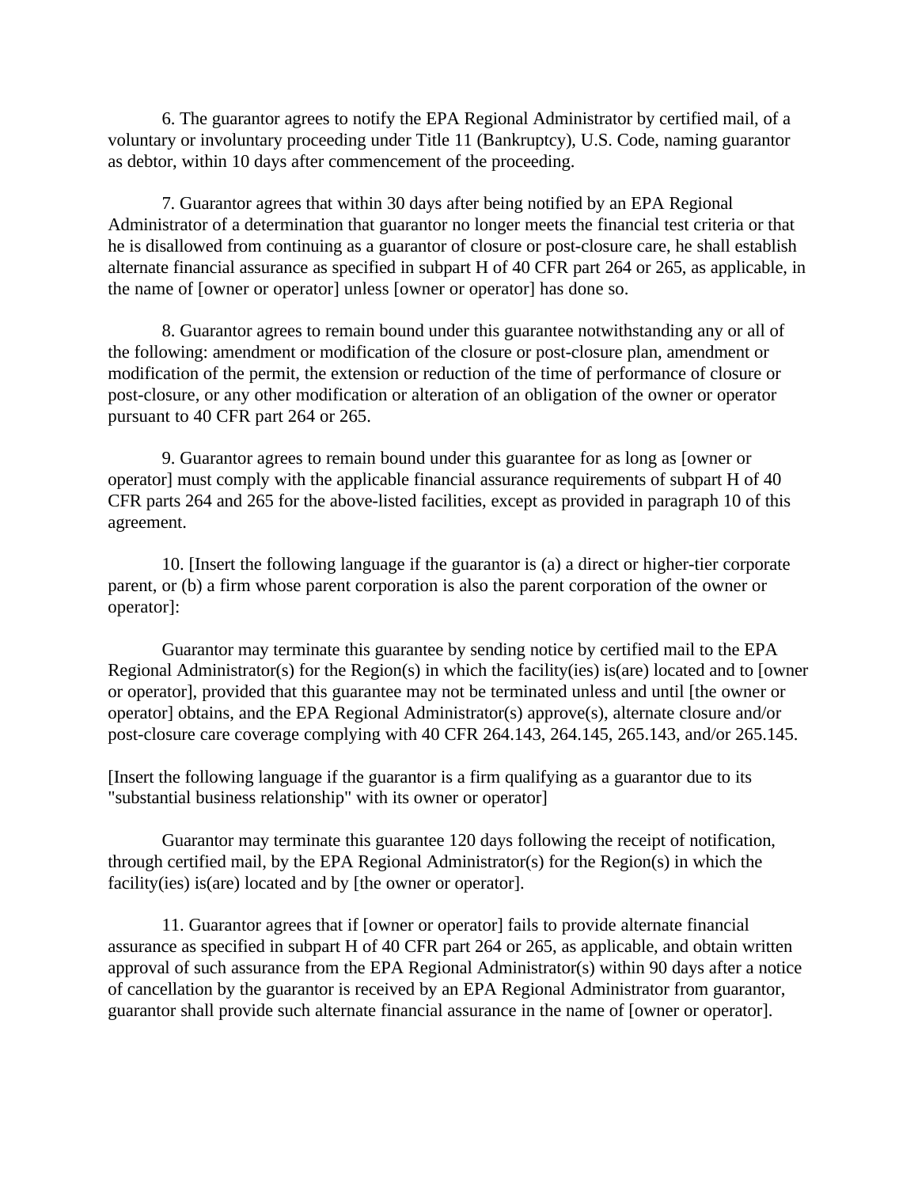6. The guarantor agrees to notify the EPA Regional Administrator by certified mail, of a voluntary or involuntary proceeding under Title 11 (Bankruptcy), U.S. Code, naming guarantor as debtor, within 10 days after commencement of the proceeding.

7. Guarantor agrees that within 30 days after being notified by an EPA Regional Administrator of a determination that guarantor no longer meets the financial test criteria or that he is disallowed from continuing as a guarantor of closure or post-closure care, he shall establish alternate financial assurance as specified in subpart H of 40 CFR part 264 or 265, as applicable, in the name of [owner or operator] unless [owner or operator] has done so.

8. Guarantor agrees to remain bound under this guarantee notwithstanding any or all of the following: amendment or modification of the closure or post-closure plan, amendment or modification of the permit, the extension or reduction of the time of performance of closure or post-closure, or any other modification or alteration of an obligation of the owner or operator pursuant to 40 CFR part 264 or 265.

9. Guarantor agrees to remain bound under this guarantee for as long as [owner or operator] must comply with the applicable financial assurance requirements of subpart H of 40 CFR parts 264 and 265 for the above-listed facilities, except as provided in paragraph 10 of this agreement.

10. [Insert the following language if the guarantor is (a) a direct or higher-tier corporate parent, or (b) a firm whose parent corporation is also the parent corporation of the owner or operator]:

Guarantor may terminate this guarantee by sending notice by certified mail to the EPA Regional Administrator(s) for the Region(s) in which the facility(ies) is(are) located and to [owner or operator], provided that this guarantee may not be terminated unless and until [the owner or operator] obtains, and the EPA Regional Administrator(s) approve(s), alternate closure and/or post-closure care coverage complying with 40 CFR 264.143, 264.145, 265.143, and/or 265.145.

[Insert the following language if the guarantor is a firm qualifying as a guarantor due to its "substantial business relationship" with its owner or operator]

Guarantor may terminate this guarantee 120 days following the receipt of notification, through certified mail, by the EPA Regional Administrator(s) for the Region(s) in which the facility(ies) is(are) located and by [the owner or operator].

11. Guarantor agrees that if [owner or operator] fails to provide alternate financial assurance as specified in subpart H of 40 CFR part 264 or 265, as applicable, and obtain written approval of such assurance from the EPA Regional Administrator(s) within 90 days after a notice of cancellation by the guarantor is received by an EPA Regional Administrator from guarantor, guarantor shall provide such alternate financial assurance in the name of [owner or operator].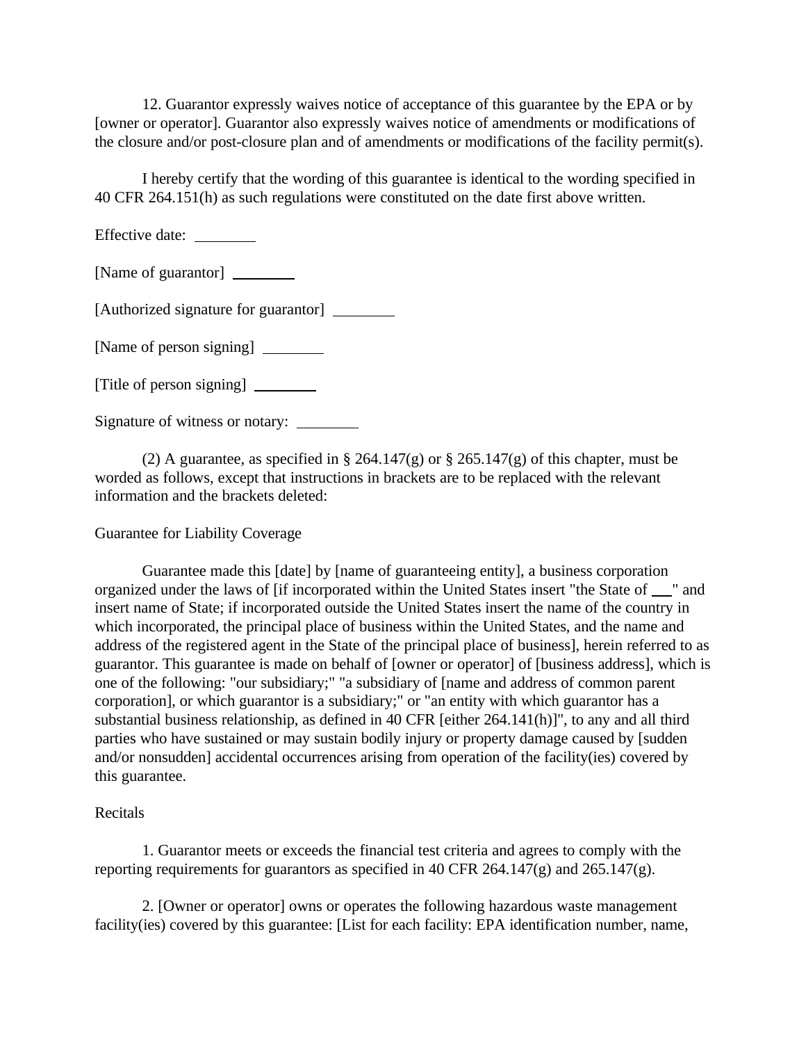12. Guarantor expressly waives notice of acceptance of this guarantee by the EPA or by [owner or operator]. Guarantor also expressly waives notice of amendments or modifications of the closure and/or post-closure plan and of amendments or modifications of the facility permit(s).

I hereby certify that the wording of this guarantee is identical to the wording specified in 40 CFR 264.151(h) as such regulations were constituted on the date first above written.

Effective date: ________

[Name of guarantor] ________

[Authorized signature for guarantor] ________

[Name of person signing] ________

[Title of person signing] ________

Signature of witness or notary: ________

(2) A guarantee, as specified in § 264.147(g) or § 265.147(g) of this chapter, must be worded as follows, except that instructions in brackets are to be replaced with the relevant information and the brackets deleted:

Guarantee for Liability Coverage

Guarantee made this [date] by [name of guaranteeing entity], a business corporation organized under the laws of [if incorporated within the United States insert "the State of __" and insert name of State; if incorporated outside the United States insert the name of the country in which incorporated, the principal place of business within the United States, and the name and address of the registered agent in the State of the principal place of business], herein referred to as guarantor. This guarantee is made on behalf of [owner or operator] of [business address], which is one of the following: "our subsidiary;" "a subsidiary of [name and address of common parent corporation], or which guarantor is a subsidiary;" or "an entity with which guarantor has a substantial business relationship, as defined in 40 CFR [either 264.141(h)]", to any and all third parties who have sustained or may sustain bodily injury or property damage caused by [sudden and/or nonsudden] accidental occurrences arising from operation of the facility(ies) covered by this guarantee.

Recitals

1. Guarantor meets or exceeds the financial test criteria and agrees to comply with the reporting requirements for guarantors as specified in 40 CFR 264.147(g) and 265.147(g).

2. [Owner or operator] owns or operates the following hazardous waste management facility(ies) covered by this guarantee: [List for each facility: EPA identification number, name,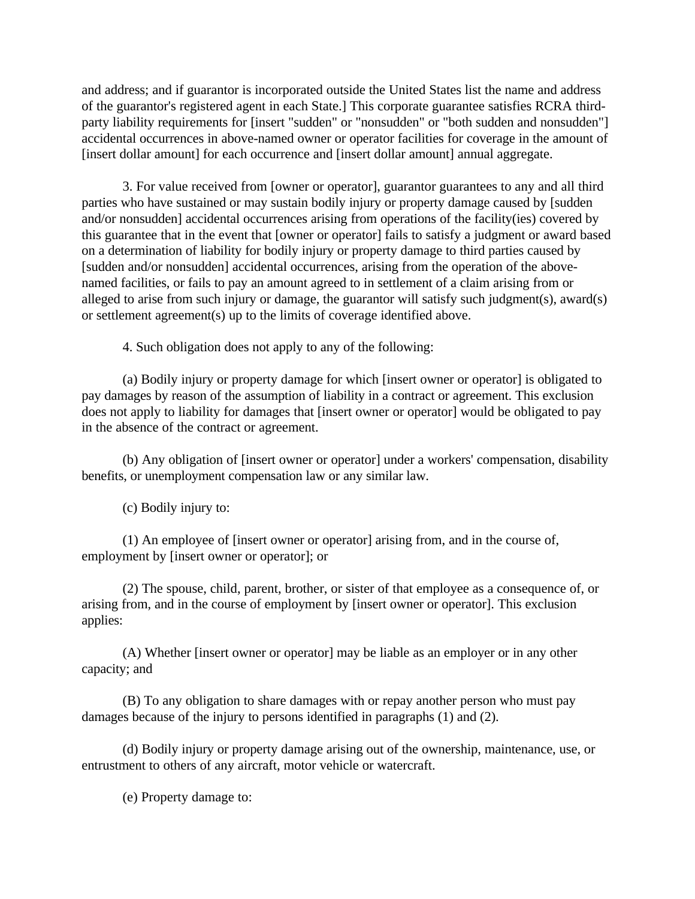and address; and if guarantor is incorporated outside the United States list the name and address of the guarantor's registered agent in each State.] This corporate guarantee satisfies RCRA third-party liability requirements for [insert "sudden" or "nonsudden" or "both sudden and nonsudden"] accidental occurrences in above-named owner or operator facilities for coverage in the amount of [insert dollar amount] for each occurrence and [insert dollar amount] annual aggregate.

3. For value received from [owner or operator], guarantor guarantees to any and all third parties who have sustained or may sustain bodily injury or property damage caused by [sudden and/or nonsudden] accidental occurrences arising from operations of the facility(ies) covered by this guarantee that in the event that [owner or operator] fails to satisfy a judgment or award based on a determination of liability for bodily injury or property damage to third parties caused by [sudden and/or nonsudden] accidental occurrences, arising from the operation of the above-named facilities, or fails to pay an amount agreed to in settlement of a claim arising from or alleged to arise from such injury or damage, the guarantor will satisfy such judgment(s), award(s) or settlement agreement(s) up to the limits of coverage identified above.

4. Such obligation does not apply to any of the following:

(a) Bodily injury or property damage for which [insert owner or operator] is obligated to pay damages by reason of the assumption of liability in a contract or agreement. This exclusion does not apply to liability for damages that [insert owner or operator] would be obligated to pay in the absence of the contract or agreement.

(b) Any obligation of [insert owner or operator] under a workers' compensation, disability benefits, or unemployment compensation law or any similar law.

(c) Bodily injury to:

(1) An employee of [insert owner or operator] arising from, and in the course of, employment by [insert owner or operator]; or

(2) The spouse, child, parent, brother, or sister of that employee as a consequence of, or arising from, and in the course of employment by [insert owner or operator]. This exclusion applies:

(A) Whether [insert owner or operator] may be liable as an employer or in any other capacity; and

(B) To any obligation to share damages with or repay another person who must pay damages because of the injury to persons identified in paragraphs (1) and (2).

(d) Bodily injury or property damage arising out of the ownership, maintenance, use, or entrustment to others of any aircraft, motor vehicle or watercraft.

(e) Property damage to: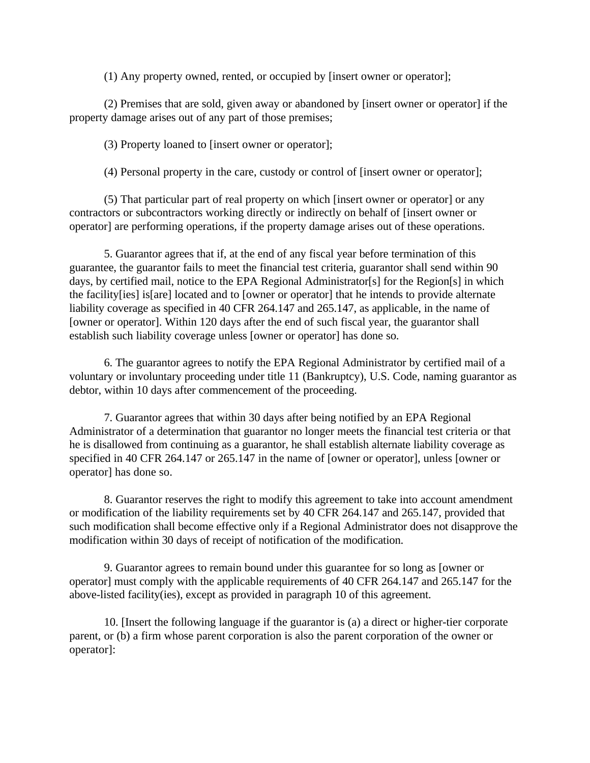(1) Any property owned, rented, or occupied by [insert owner or operator];

(2) Premises that are sold, given away or abandoned by [insert owner or operator] if the property damage arises out of any part of those premises;

(3) Property loaned to [insert owner or operator];

(4) Personal property in the care, custody or control of [insert owner or operator];

(5) That particular part of real property on which [insert owner or operator] or any contractors or subcontractors working directly or indirectly on behalf of [insert owner or operator] are performing operations, if the property damage arises out of these operations.

5. Guarantor agrees that if, at the end of any fiscal year before termination of this guarantee, the guarantor fails to meet the financial test criteria, guarantor shall send within 90 days, by certified mail, notice to the EPA Regional Administrator[s] for the Region[s] in which the facility[ies] is[are] located and to [owner or operator] that he intends to provide alternate liability coverage as specified in 40 CFR 264.147 and 265.147, as applicable, in the name of [owner or operator]. Within 120 days after the end of such fiscal year, the guarantor shall establish such liability coverage unless [owner or operator] has done so.

6. The guarantor agrees to notify the EPA Regional Administrator by certified mail of a voluntary or involuntary proceeding under title 11 (Bankruptcy), U.S. Code, naming guarantor as debtor, within 10 days after commencement of the proceeding.

7. Guarantor agrees that within 30 days after being notified by an EPA Regional Administrator of a determination that guarantor no longer meets the financial test criteria or that he is disallowed from continuing as a guarantor, he shall establish alternate liability coverage as specified in 40 CFR 264.147 or 265.147 in the name of [owner or operator], unless [owner or operator] has done so.

8. Guarantor reserves the right to modify this agreement to take into account amendment or modification of the liability requirements set by 40 CFR 264.147 and 265.147, provided that such modification shall become effective only if a Regional Administrator does not disapprove the modification within 30 days of receipt of notification of the modification.

9. Guarantor agrees to remain bound under this guarantee for so long as [owner or operator] must comply with the applicable requirements of 40 CFR 264.147 and 265.147 for the above-listed facility(ies), except as provided in paragraph 10 of this agreement.

10. [Insert the following language if the guarantor is (a) a direct or higher-tier corporate parent, or (b) a firm whose parent corporation is also the parent corporation of the owner or operator]: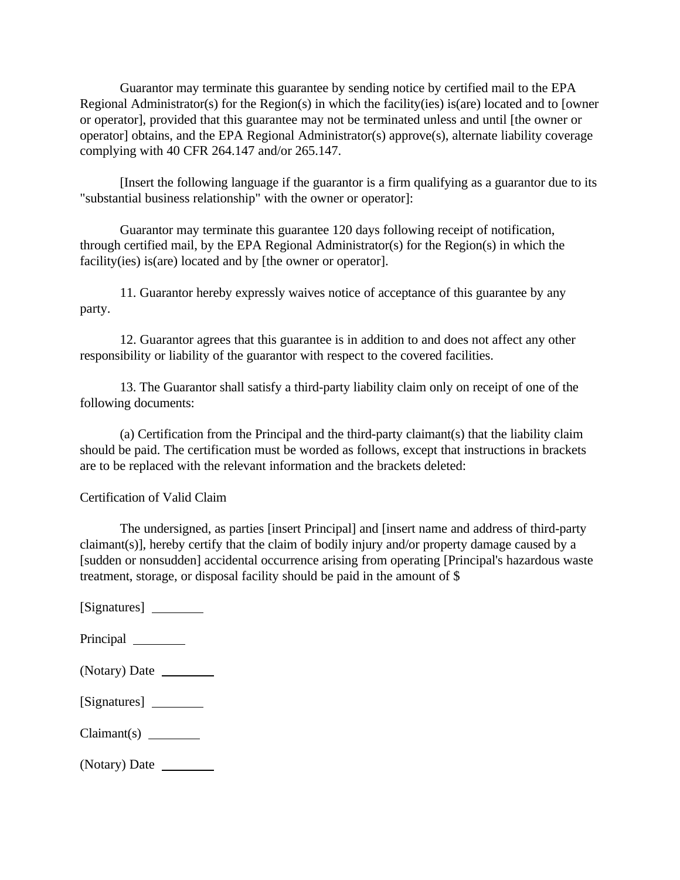Guarantor may terminate this guarantee by sending notice by certified mail to the EPA Regional Administrator(s) for the Region(s) in which the facility(ies) is(are) located and to [owner or operator], provided that this guarantee may not be terminated unless and until [the owner or operator] obtains, and the EPA Regional Administrator(s) approve(s), alternate liability coverage complying with 40 CFR 264.147 and/or 265.147.

[Insert the following language if the guarantor is a firm qualifying as a guarantor due to its "substantial business relationship" with the owner or operator]:

Guarantor may terminate this guarantee 120 days following receipt of notification, through certified mail, by the EPA Regional Administrator(s) for the Region(s) in which the facility(ies) is(are) located and by [the owner or operator].

11. Guarantor hereby expressly waives notice of acceptance of this guarantee by any party.

12. Guarantor agrees that this guarantee is in addition to and does not affect any other responsibility or liability of the guarantor with respect to the covered facilities.

13. The Guarantor shall satisfy a third-party liability claim only on receipt of one of the following documents:

(a) Certification from the Principal and the third-party claimant(s) that the liability claim should be paid. The certification must be worded as follows, except that instructions in brackets are to be replaced with the relevant information and the brackets deleted:

Certification of Valid Claim

The undersigned, as parties [insert Principal] and [insert name and address of third-party claimant(s)], hereby certify that the claim of bodily injury and/or property damage caused by a [sudden or nonsudden] accidental occurrence arising from operating [Principal's hazardous waste treatment, storage, or disposal facility should be paid in the amount of $

[Signatures] ________

Principal ________

(Notary) Date ________

[Signatures] ________

Claimant(s) ________

(Notary) Date ________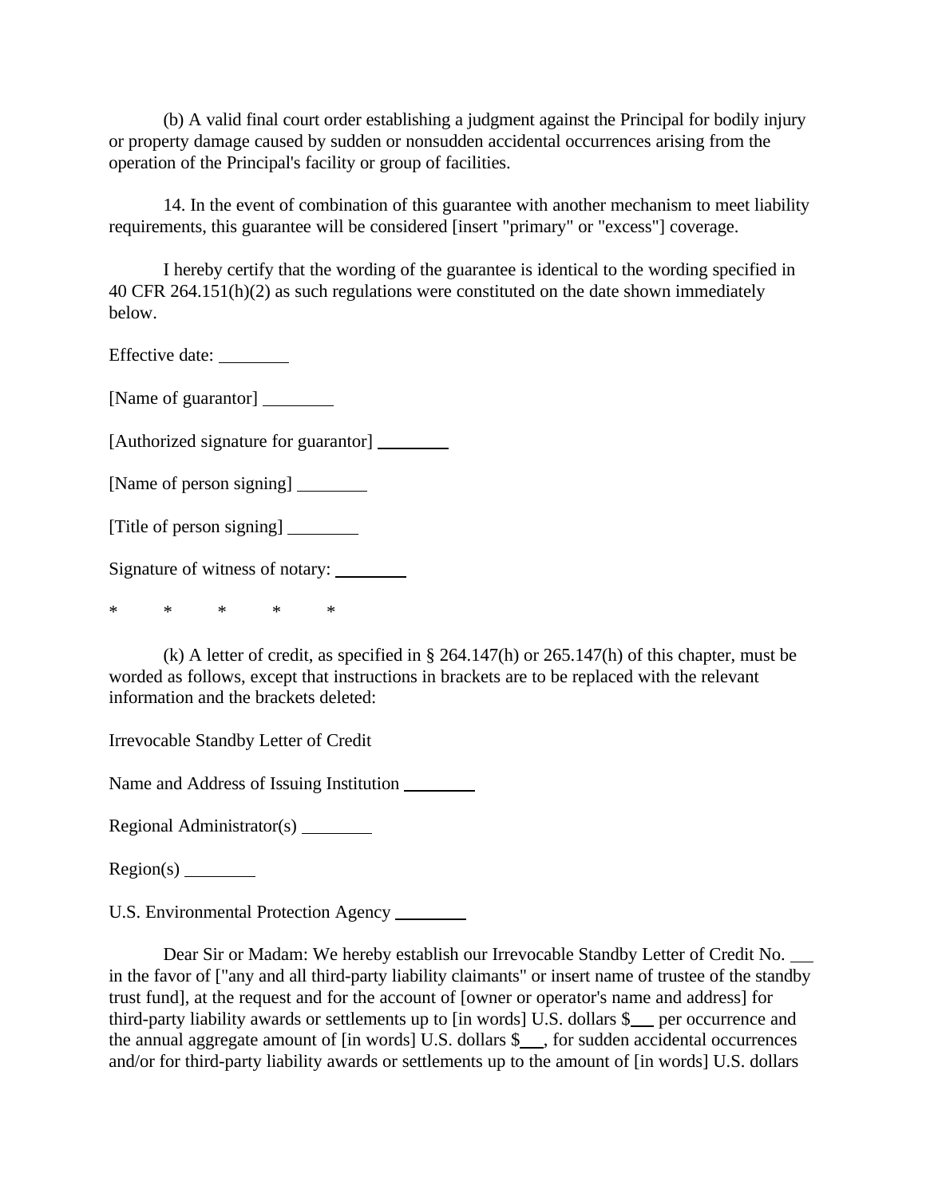(b) A valid final court order establishing a judgment against the Principal for bodily injury or property damage caused by sudden or nonsudden accidental occurrences arising from the operation of the Principal's facility or group of facilities.

14. In the event of combination of this guarantee with another mechanism to meet liability requirements, this guarantee will be considered [insert "primary" or "excess"] coverage.

I hereby certify that the wording of the guarantee is identical to the wording specified in 40 CFR 264.151(h)(2) as such regulations were constituted on the date shown immediately below.

Effective date: ________

[Name of guarantor] ________

[Authorized signature for guarantor] ________

[Name of person signing] ________

[Title of person signing] ________

Signature of witness of notary: ________

\*     \*     \*     \*     \*

(k) A letter of credit, as specified in § 264.147(h) or 265.147(h) of this chapter, must be worded as follows, except that instructions in brackets are to be replaced with the relevant information and the brackets deleted:

Irrevocable Standby Letter of Credit

Name and Address of Issuing Institution ________

Regional Administrator(s) ________

Region(s) ________

U.S. Environmental Protection Agency ________

Dear Sir or Madam: We hereby establish our Irrevocable Standby Letter of Credit No. ___ in the favor of ["any and all third-party liability claimants" or insert name of trustee of the standby trust fund], at the request and for the account of [owner or operator's name and address] for third-party liability awards or settlements up to [in words] U.S. dollars $___ per occurrence and the annual aggregate amount of [in words] U.S. dollars $___, for sudden accidental occurrences and/or for third-party liability awards or settlements up to the amount of [in words] U.S. dollars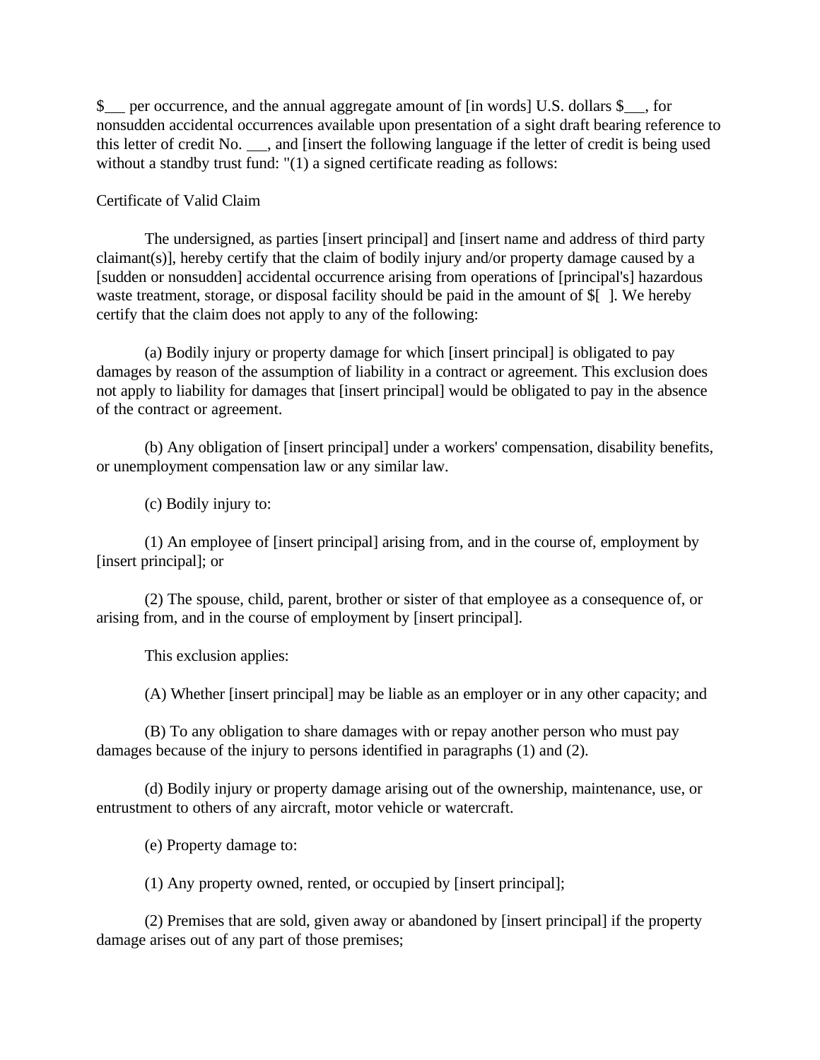$___ per occurrence, and the annual aggregate amount of [in words] U.S. dollars $___, for nonsudden accidental occurrences available upon presentation of a sight draft bearing reference to this letter of credit No. ___, and [insert the following language if the letter of credit is being used without a standby trust fund: "(1) a signed certificate reading as follows:

Certificate of Valid Claim

The undersigned, as parties [insert principal] and [insert name and address of third party claimant(s)], hereby certify that the claim of bodily injury and/or property damage caused by a [sudden or nonsudden] accidental occurrence arising from operations of [principal's] hazardous waste treatment, storage, or disposal facility should be paid in the amount of $[ ]. We hereby certify that the claim does not apply to any of the following:

(a) Bodily injury or property damage for which [insert principal] is obligated to pay damages by reason of the assumption of liability in a contract or agreement. This exclusion does not apply to liability for damages that [insert principal] would be obligated to pay in the absence of the contract or agreement.

(b) Any obligation of [insert principal] under a workers' compensation, disability benefits, or unemployment compensation law or any similar law.

(c) Bodily injury to:

(1) An employee of [insert principal] arising from, and in the course of, employment by [insert principal]; or

(2) The spouse, child, parent, brother or sister of that employee as a consequence of, or arising from, and in the course of employment by [insert principal].

This exclusion applies:

(A) Whether [insert principal] may be liable as an employer or in any other capacity; and

(B) To any obligation to share damages with or repay another person who must pay damages because of the injury to persons identified in paragraphs (1) and (2).

(d) Bodily injury or property damage arising out of the ownership, maintenance, use, or entrustment to others of any aircraft, motor vehicle or watercraft.

(e) Property damage to:

(1) Any property owned, rented, or occupied by [insert principal];

(2) Premises that are sold, given away or abandoned by [insert principal] if the property damage arises out of any part of those premises;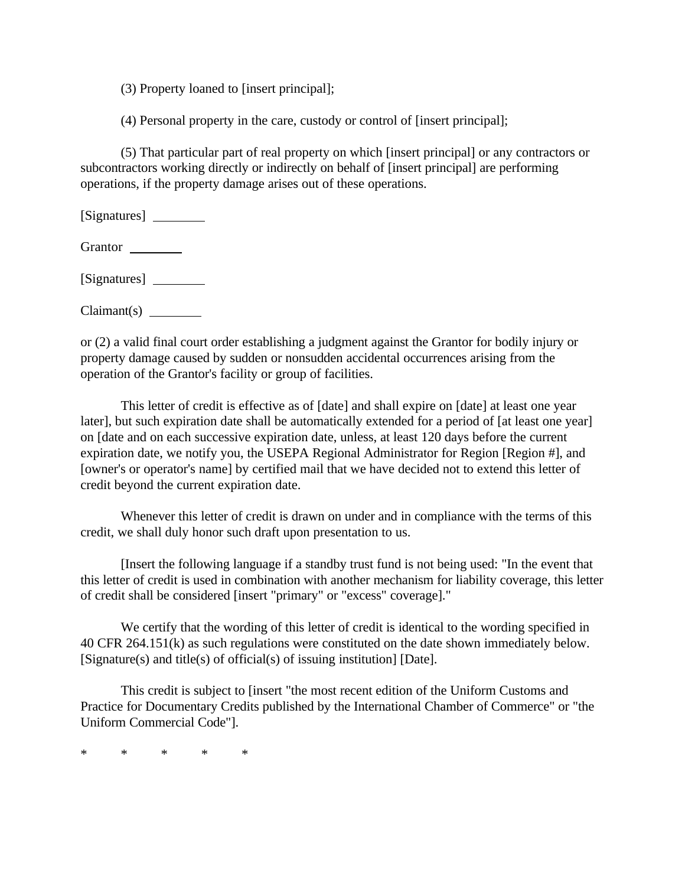(3) Property loaned to [insert principal];

(4) Personal property in the care, custody or control of [insert principal];

(5) That particular part of real property on which [insert principal] or any contractors or subcontractors working directly or indirectly on behalf of [insert principal] are performing operations, if the property damage arises out of these operations.

[Signatures] ________

Grantor ________

[Signatures] ________

Claimant(s) ________

or (2) a valid final court order establishing a judgment against the Grantor for bodily injury or property damage caused by sudden or nonsudden accidental occurrences arising from the operation of the Grantor's facility or group of facilities.

This letter of credit is effective as of [date] and shall expire on [date] at least one year later], but such expiration date shall be automatically extended for a period of [at least one year] on [date and on each successive expiration date, unless, at least 120 days before the current expiration date, we notify you, the USEPA Regional Administrator for Region [Region #], and [owner's or operator's name] by certified mail that we have decided not to extend this letter of credit beyond the current expiration date.

Whenever this letter of credit is drawn on under and in compliance with the terms of this credit, we shall duly honor such draft upon presentation to us.

[Insert the following language if a standby trust fund is not being used: "In the event that this letter of credit is used in combination with another mechanism for liability coverage, this letter of credit shall be considered [insert "primary" or "excess" coverage]."

We certify that the wording of this letter of credit is identical to the wording specified in 40 CFR 264.151(k) as such regulations were constituted on the date shown immediately below. [Signature(s) and title(s) of official(s) of issuing institution] [Date].

This credit is subject to [insert "the most recent edition of the Uniform Customs and Practice for Documentary Credits published by the International Chamber of Commerce" or "the Uniform Commercial Code"].

\* \* \* \* \*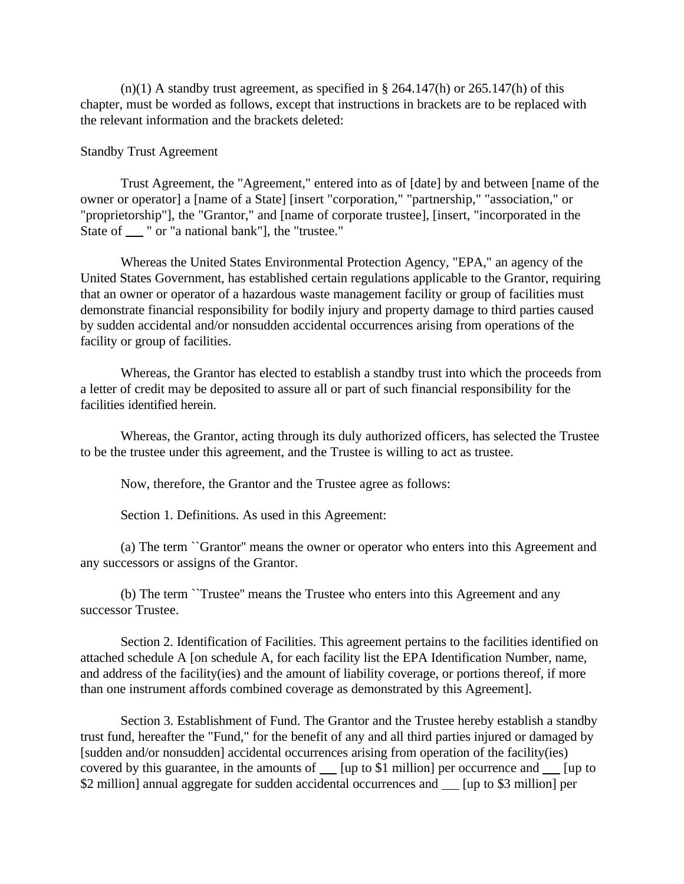(n)(1) A standby trust agreement, as specified in § 264.147(h) or 265.147(h) of this chapter, must be worded as follows, except that instructions in brackets are to be replaced with the relevant information and the brackets deleted:

Standby Trust Agreement

Trust Agreement, the "Agreement," entered into as of [date] by and between [name of the owner or operator] a [name of a State] [insert "corporation," "partnership," "association," or "proprietorship"], the "Grantor," and [name of corporate trustee], [insert, "incorporated in the State of ___ " or "a national bank"], the "trustee."

Whereas the United States Environmental Protection Agency, "EPA," an agency of the United States Government, has established certain regulations applicable to the Grantor, requiring that an owner or operator of a hazardous waste management facility or group of facilities must demonstrate financial responsibility for bodily injury and property damage to third parties caused by sudden accidental and/or nonsudden accidental occurrences arising from operations of the facility or group of facilities.

Whereas, the Grantor has elected to establish a standby trust into which the proceeds from a letter of credit may be deposited to assure all or part of such financial responsibility for the facilities identified herein.

Whereas, the Grantor, acting through its duly authorized officers, has selected the Trustee to be the trustee under this agreement, and the Trustee is willing to act as trustee.

Now, therefore, the Grantor and the Trustee agree as follows:

Section 1. Definitions. As used in this Agreement:

(a) The term ``Grantor'' means the owner or operator who enters into this Agreement and any successors or assigns of the Grantor.

(b) The term ``Trustee'' means the Trustee who enters into this Agreement and any successor Trustee.

Section 2. Identification of Facilities. This agreement pertains to the facilities identified on attached schedule A [on schedule A, for each facility list the EPA Identification Number, name, and address of the facility(ies) and the amount of liability coverage, or portions thereof, if more than one instrument affords combined coverage as demonstrated by this Agreement].

Section 3. Establishment of Fund. The Grantor and the Trustee hereby establish a standby trust fund, hereafter the "Fund," for the benefit of any and all third parties injured or damaged by [sudden and/or nonsudden] accidental occurrences arising from operation of the facility(ies) covered by this guarantee, in the amounts of ___ [up to $1 million] per occurrence and ___ [up to $2 million] annual aggregate for sudden accidental occurrences and ___ [up to $3 million] per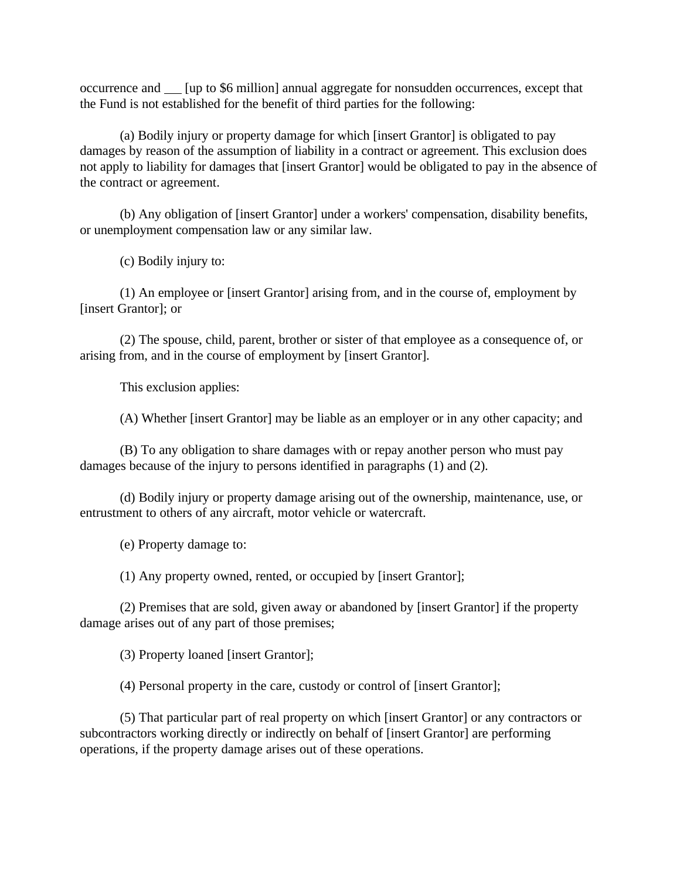occurrence and ___ [up to $6 million] annual aggregate for nonsudden occurrences, except that the Fund is not established for the benefit of third parties for the following:

(a) Bodily injury or property damage for which [insert Grantor] is obligated to pay damages by reason of the assumption of liability in a contract or agreement. This exclusion does not apply to liability for damages that [insert Grantor] would be obligated to pay in the absence of the contract or agreement.

(b) Any obligation of [insert Grantor] under a workers' compensation, disability benefits, or unemployment compensation law or any similar law.

(c) Bodily injury to:

(1) An employee or [insert Grantor] arising from, and in the course of, employment by [insert Grantor]; or

(2) The spouse, child, parent, brother or sister of that employee as a consequence of, or arising from, and in the course of employment by [insert Grantor].

This exclusion applies:

(A) Whether [insert Grantor] may be liable as an employer or in any other capacity; and

(B) To any obligation to share damages with or repay another person who must pay damages because of the injury to persons identified in paragraphs (1) and (2).

(d) Bodily injury or property damage arising out of the ownership, maintenance, use, or entrustment to others of any aircraft, motor vehicle or watercraft.

(e) Property damage to:

(1) Any property owned, rented, or occupied by [insert Grantor];

(2) Premises that are sold, given away or abandoned by [insert Grantor] if the property damage arises out of any part of those premises;

(3) Property loaned [insert Grantor];

(4) Personal property in the care, custody or control of [insert Grantor];

(5) That particular part of real property on which [insert Grantor] or any contractors or subcontractors working directly or indirectly on behalf of [insert Grantor] are performing operations, if the property damage arises out of these operations.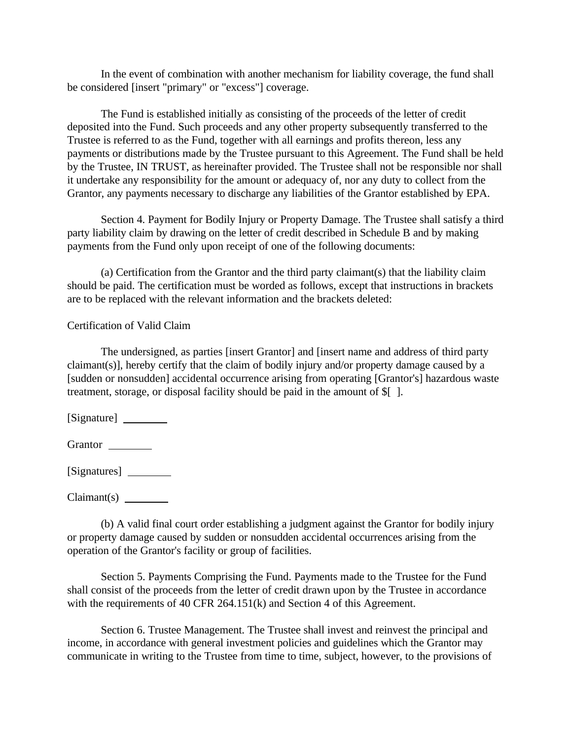In the event of combination with another mechanism for liability coverage, the fund shall be considered [insert "primary" or "excess"] coverage.

The Fund is established initially as consisting of the proceeds of the letter of credit deposited into the Fund. Such proceeds and any other property subsequently transferred to the Trustee is referred to as the Fund, together with all earnings and profits thereon, less any payments or distributions made by the Trustee pursuant to this Agreement. The Fund shall be held by the Trustee, IN TRUST, as hereinafter provided. The Trustee shall not be responsible nor shall it undertake any responsibility for the amount or adequacy of, nor any duty to collect from the Grantor, any payments necessary to discharge any liabilities of the Grantor established by EPA.

Section 4. Payment for Bodily Injury or Property Damage. The Trustee shall satisfy a third party liability claim by drawing on the letter of credit described in Schedule B and by making payments from the Fund only upon receipt of one of the following documents:

(a) Certification from the Grantor and the third party claimant(s) that the liability claim should be paid. The certification must be worded as follows, except that instructions in brackets are to be replaced with the relevant information and the brackets deleted:

Certification of Valid Claim

The undersigned, as parties [insert Grantor] and [insert name and address of third party claimant(s)], hereby certify that the claim of bodily injury and/or property damage caused by a [sudden or nonsudden] accidental occurrence arising from operating [Grantor's] hazardous waste treatment, storage, or disposal facility should be paid in the amount of $[ ].

[Signature] ________

Grantor ________

[Signatures] ________

Claimant(s) ________

(b) A valid final court order establishing a judgment against the Grantor for bodily injury or property damage caused by sudden or nonsudden accidental occurrences arising from the operation of the Grantor's facility or group of facilities.

Section 5. Payments Comprising the Fund. Payments made to the Trustee for the Fund shall consist of the proceeds from the letter of credit drawn upon by the Trustee in accordance with the requirements of 40 CFR 264.151(k) and Section 4 of this Agreement.

Section 6. Trustee Management. The Trustee shall invest and reinvest the principal and income, in accordance with general investment policies and guidelines which the Grantor may communicate in writing to the Trustee from time to time, subject, however, to the provisions of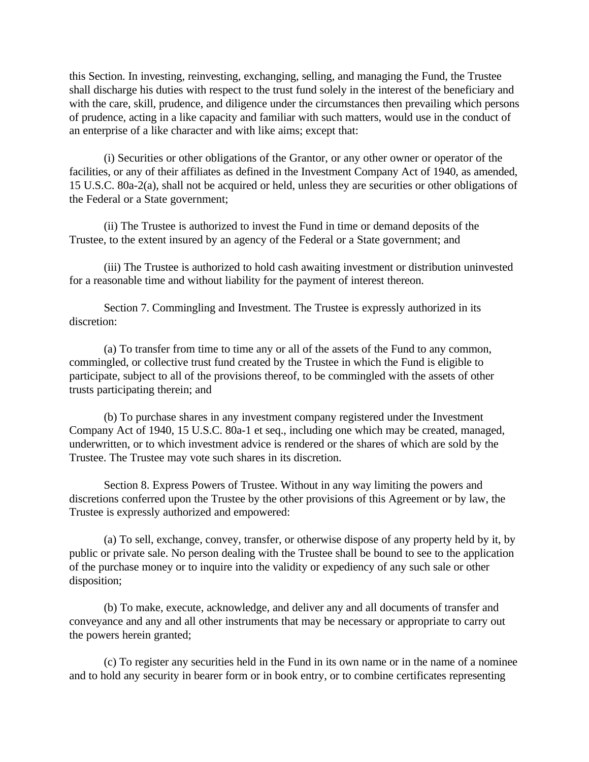this Section. In investing, reinvesting, exchanging, selling, and managing the Fund, the Trustee shall discharge his duties with respect to the trust fund solely in the interest of the beneficiary and with the care, skill, prudence, and diligence under the circumstances then prevailing which persons of prudence, acting in a like capacity and familiar with such matters, would use in the conduct of an enterprise of a like character and with like aims; except that:

(i) Securities or other obligations of the Grantor, or any other owner or operator of the facilities, or any of their affiliates as defined in the Investment Company Act of 1940, as amended, 15 U.S.C. 80a-2(a), shall not be acquired or held, unless they are securities or other obligations of the Federal or a State government;

(ii) The Trustee is authorized to invest the Fund in time or demand deposits of the Trustee, to the extent insured by an agency of the Federal or a State government; and

(iii) The Trustee is authorized to hold cash awaiting investment or distribution uninvested for a reasonable time and without liability for the payment of interest thereon.

Section 7. Commingling and Investment. The Trustee is expressly authorized in its discretion:

(a) To transfer from time to time any or all of the assets of the Fund to any common, commingled, or collective trust fund created by the Trustee in which the Fund is eligible to participate, subject to all of the provisions thereof, to be commingled with the assets of other trusts participating therein; and

(b) To purchase shares in any investment company registered under the Investment Company Act of 1940, 15 U.S.C. 80a-1 et seq., including one which may be created, managed, underwritten, or to which investment advice is rendered or the shares of which are sold by the Trustee. The Trustee may vote such shares in its discretion.

Section 8. Express Powers of Trustee. Without in any way limiting the powers and discretions conferred upon the Trustee by the other provisions of this Agreement or by law, the Trustee is expressly authorized and empowered:

(a) To sell, exchange, convey, transfer, or otherwise dispose of any property held by it, by public or private sale. No person dealing with the Trustee shall be bound to see to the application of the purchase money or to inquire into the validity or expediency of any such sale or other disposition;

(b) To make, execute, acknowledge, and deliver any and all documents of transfer and conveyance and any and all other instruments that may be necessary or appropriate to carry out the powers herein granted;

(c) To register any securities held in the Fund in its own name or in the name of a nominee and to hold any security in bearer form or in book entry, or to combine certificates representing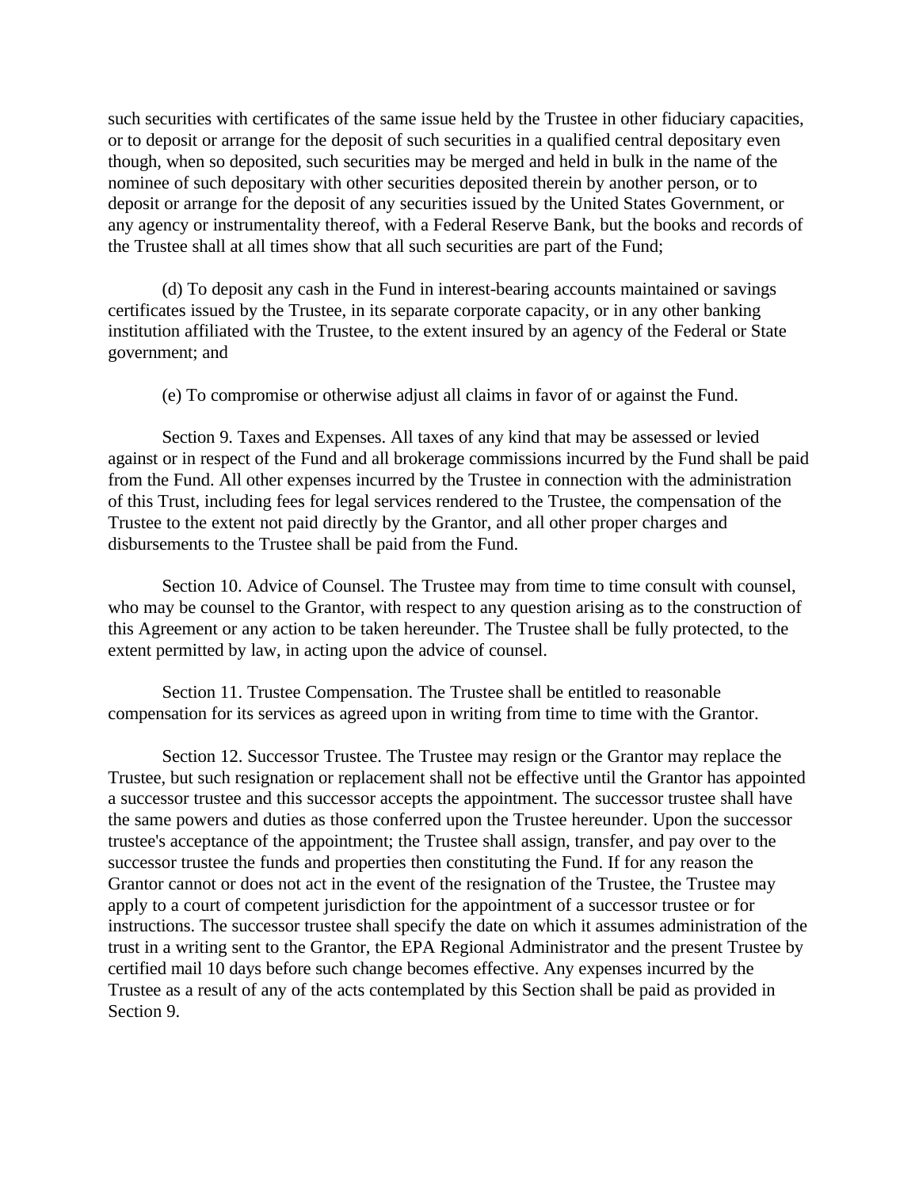such securities with certificates of the same issue held by the Trustee in other fiduciary capacities, or to deposit or arrange for the deposit of such securities in a qualified central depositary even though, when so deposited, such securities may be merged and held in bulk in the name of the nominee of such depositary with other securities deposited therein by another person, or to deposit or arrange for the deposit of any securities issued by the United States Government, or any agency or instrumentality thereof, with a Federal Reserve Bank, but the books and records of the Trustee shall at all times show that all such securities are part of the Fund;

(d) To deposit any cash in the Fund in interest-bearing accounts maintained or savings certificates issued by the Trustee, in its separate corporate capacity, or in any other banking institution affiliated with the Trustee, to the extent insured by an agency of the Federal or State government; and

(e) To compromise or otherwise adjust all claims in favor of or against the Fund.

Section 9. Taxes and Expenses. All taxes of any kind that may be assessed or levied against or in respect of the Fund and all brokerage commissions incurred by the Fund shall be paid from the Fund. All other expenses incurred by the Trustee in connection with the administration of this Trust, including fees for legal services rendered to the Trustee, the compensation of the Trustee to the extent not paid directly by the Grantor, and all other proper charges and disbursements to the Trustee shall be paid from the Fund.

Section 10. Advice of Counsel. The Trustee may from time to time consult with counsel, who may be counsel to the Grantor, with respect to any question arising as to the construction of this Agreement or any action to be taken hereunder. The Trustee shall be fully protected, to the extent permitted by law, in acting upon the advice of counsel.

Section 11. Trustee Compensation. The Trustee shall be entitled to reasonable compensation for its services as agreed upon in writing from time to time with the Grantor.

Section 12. Successor Trustee. The Trustee may resign or the Grantor may replace the Trustee, but such resignation or replacement shall not be effective until the Grantor has appointed a successor trustee and this successor accepts the appointment. The successor trustee shall have the same powers and duties as those conferred upon the Trustee hereunder. Upon the successor trustee's acceptance of the appointment; the Trustee shall assign, transfer, and pay over to the successor trustee the funds and properties then constituting the Fund. If for any reason the Grantor cannot or does not act in the event of the resignation of the Trustee, the Trustee may apply to a court of competent jurisdiction for the appointment of a successor trustee or for instructions. The successor trustee shall specify the date on which it assumes administration of the trust in a writing sent to the Grantor, the EPA Regional Administrator and the present Trustee by certified mail 10 days before such change becomes effective. Any expenses incurred by the Trustee as a result of any of the acts contemplated by this Section shall be paid as provided in Section 9.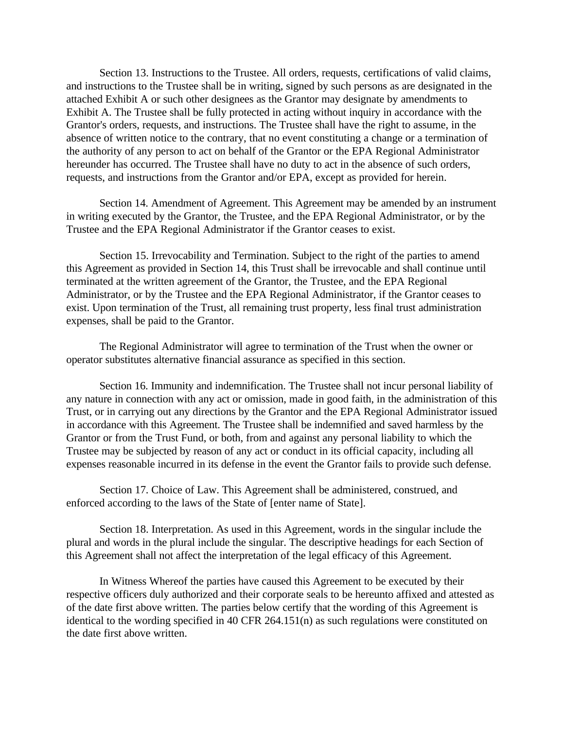Section 13. Instructions to the Trustee. All orders, requests, certifications of valid claims, and instructions to the Trustee shall be in writing, signed by such persons as are designated in the attached Exhibit A or such other designees as the Grantor may designate by amendments to Exhibit A. The Trustee shall be fully protected in acting without inquiry in accordance with the Grantor's orders, requests, and instructions. The Trustee shall have the right to assume, in the absence of written notice to the contrary, that no event constituting a change or a termination of the authority of any person to act on behalf of the Grantor or the EPA Regional Administrator hereunder has occurred. The Trustee shall have no duty to act in the absence of such orders, requests, and instructions from the Grantor and/or EPA, except as provided for herein.

Section 14. Amendment of Agreement. This Agreement may be amended by an instrument in writing executed by the Grantor, the Trustee, and the EPA Regional Administrator, or by the Trustee and the EPA Regional Administrator if the Grantor ceases to exist.

Section 15. Irrevocability and Termination. Subject to the right of the parties to amend this Agreement as provided in Section 14, this Trust shall be irrevocable and shall continue until terminated at the written agreement of the Grantor, the Trustee, and the EPA Regional Administrator, or by the Trustee and the EPA Regional Administrator, if the Grantor ceases to exist. Upon termination of the Trust, all remaining trust property, less final trust administration expenses, shall be paid to the Grantor.

The Regional Administrator will agree to termination of the Trust when the owner or operator substitutes alternative financial assurance as specified in this section.

Section 16. Immunity and indemnification. The Trustee shall not incur personal liability of any nature in connection with any act or omission, made in good faith, in the administration of this Trust, or in carrying out any directions by the Grantor and the EPA Regional Administrator issued in accordance with this Agreement. The Trustee shall be indemnified and saved harmless by the Grantor or from the Trust Fund, or both, from and against any personal liability to which the Trustee may be subjected by reason of any act or conduct in its official capacity, including all expenses reasonable incurred in its defense in the event the Grantor fails to provide such defense.

Section 17. Choice of Law. This Agreement shall be administered, construed, and enforced according to the laws of the State of [enter name of State].

Section 18. Interpretation. As used in this Agreement, words in the singular include the plural and words in the plural include the singular. The descriptive headings for each Section of this Agreement shall not affect the interpretation of the legal efficacy of this Agreement.

In Witness Whereof the parties have caused this Agreement to be executed by their respective officers duly authorized and their corporate seals to be hereunto affixed and attested as of the date first above written. The parties below certify that the wording of this Agreement is identical to the wording specified in 40 CFR 264.151(n) as such regulations were constituted on the date first above written.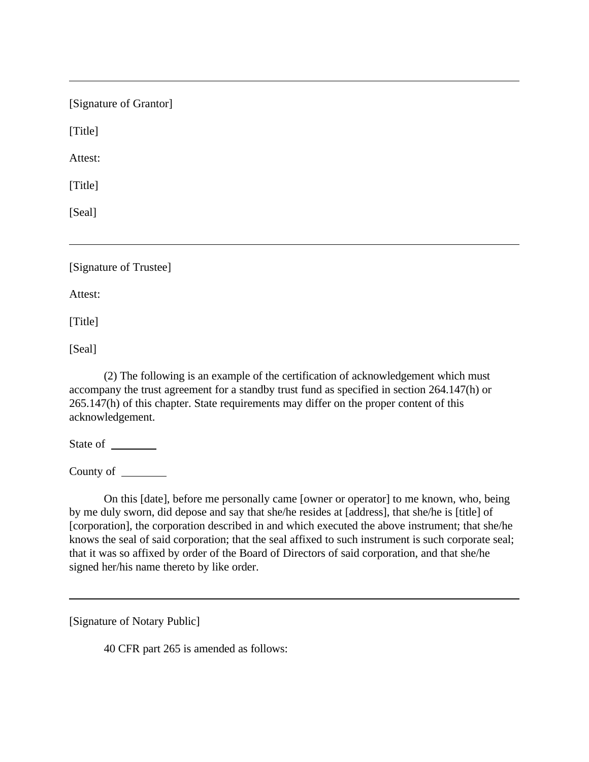---

[Signature of Grantor]

[Title]

Attest:

[Title]

[Seal]

---

[Signature of Trustee]

Attest:

[Title]

[Seal]

(2) The following is an example of the certification of acknowledgement which must accompany the trust agreement for a standby trust fund as specified in section 264.147(h) or 265.147(h) of this chapter. State requirements may differ on the proper content of this acknowledgement.

State of ________

County of ________

On this [date], before me personally came [owner or operator] to me known, who, being by me duly sworn, did depose and say that she/he resides at [address], that she/he is [title] of [corporation], the corporation described in and which executed the above instrument; that she/he knows the seal of said corporation; that the seal affixed to such instrument is such corporate seal; that it was so affixed by order of the Board of Directors of said corporation, and that she/he signed her/his name thereto by like order.

---

[Signature of Notary Public]

40 CFR part 265 is amended as follows: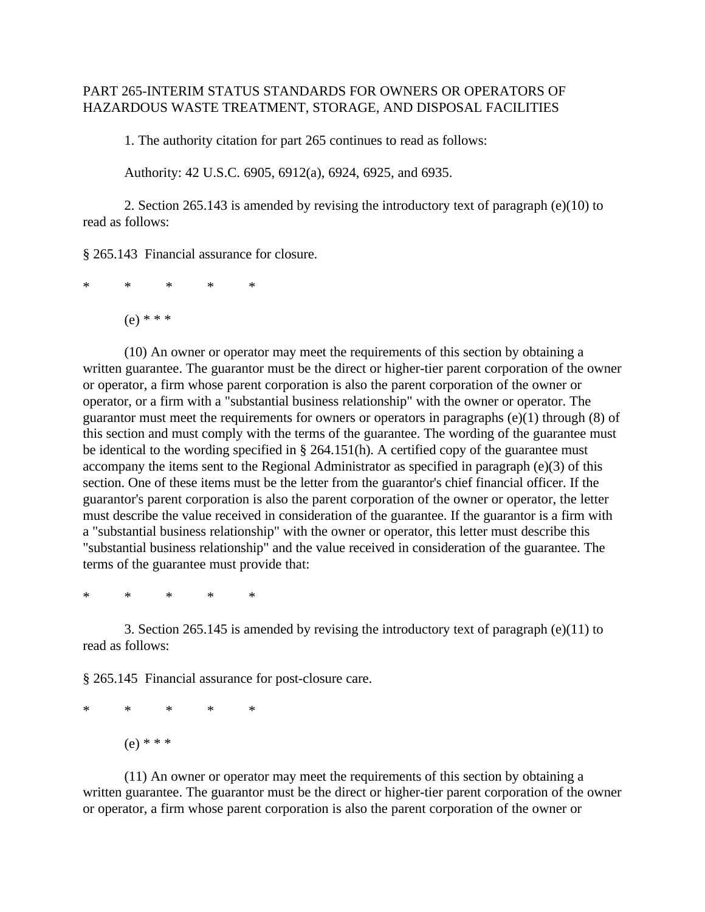PART 265-INTERIM STATUS STANDARDS FOR OWNERS OR OPERATORS OF HAZARDOUS WASTE TREATMENT, STORAGE, AND DISPOSAL FACILITIES

1. The authority citation for part 265 continues to read as follows:

Authority: 42 U.S.C. 6905, 6912(a), 6924, 6925, and 6935.

2. Section 265.143 is amended by revising the introductory text of paragraph (e)(10) to read as follows:

§ 265.143 Financial assurance for closure.

\* \* \* \* \*

(e) * * *

(10) An owner or operator may meet the requirements of this section by obtaining a written guarantee. The guarantor must be the direct or higher-tier parent corporation of the owner or operator, a firm whose parent corporation is also the parent corporation of the owner or operator, or a firm with a "substantial business relationship" with the owner or operator. The guarantor must meet the requirements for owners or operators in paragraphs (e)(1) through (8) of this section and must comply with the terms of the guarantee. The wording of the guarantee must be identical to the wording specified in § 264.151(h). A certified copy of the guarantee must accompany the items sent to the Regional Administrator as specified in paragraph (e)(3) of this section. One of these items must be the letter from the guarantor's chief financial officer. If the guarantor's parent corporation is also the parent corporation of the owner or operator, the letter must describe the value received in consideration of the guarantee. If the guarantor is a firm with a "substantial business relationship" with the owner or operator, this letter must describe this "substantial business relationship" and the value received in consideration of the guarantee. The terms of the guarantee must provide that:

\* \* \* \* \*

3. Section 265.145 is amended by revising the introductory text of paragraph (e)(11) to read as follows:

§ 265.145 Financial assurance for post-closure care.

\* \* \* \* \*

(e) * * *

(11) An owner or operator may meet the requirements of this section by obtaining a written guarantee. The guarantor must be the direct or higher-tier parent corporation of the owner or operator, a firm whose parent corporation is also the parent corporation of the owner or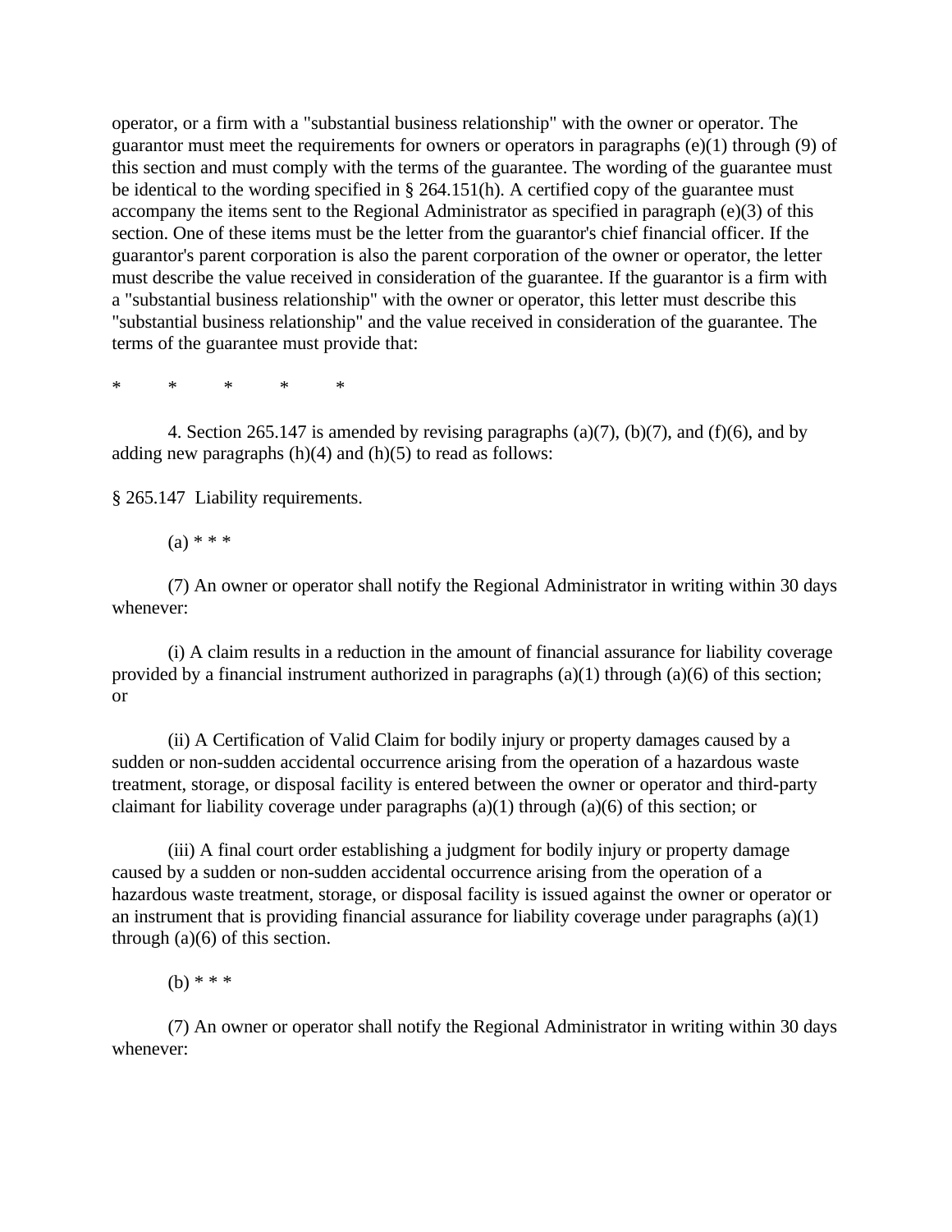operator, or a firm with a "substantial business relationship" with the owner or operator. The guarantor must meet the requirements for owners or operators in paragraphs (e)(1) through (9) of this section and must comply with the terms of the guarantee. The wording of the guarantee must be identical to the wording specified in § 264.151(h). A certified copy of the guarantee must accompany the items sent to the Regional Administrator as specified in paragraph (e)(3) of this section. One of these items must be the letter from the guarantor's chief financial officer. If the guarantor's parent corporation is also the parent corporation of the owner or operator, the letter must describe the value received in consideration of the guarantee. If the guarantor is a firm with a "substantial business relationship" with the owner or operator, this letter must describe this "substantial business relationship" and the value received in consideration of the guarantee. The terms of the guarantee must provide that:

\*     \*     \*     \*     \*

4. Section 265.147 is amended by revising paragraphs (a)(7), (b)(7), and (f)(6), and by adding new paragraphs (h)(4) and (h)(5) to read as follows:

§ 265.147 Liability requirements.

(a) * * *

(7) An owner or operator shall notify the Regional Administrator in writing within 30 days whenever:

(i) A claim results in a reduction in the amount of financial assurance for liability coverage provided by a financial instrument authorized in paragraphs (a)(1) through (a)(6) of this section; or

(ii) A Certification of Valid Claim for bodily injury or property damages caused by a sudden or non-sudden accidental occurrence arising from the operation of a hazardous waste treatment, storage, or disposal facility is entered between the owner or operator and third-party claimant for liability coverage under paragraphs (a)(1) through (a)(6) of this section; or

(iii) A final court order establishing a judgment for bodily injury or property damage caused by a sudden or non-sudden accidental occurrence arising from the operation of a hazardous waste treatment, storage, or disposal facility is issued against the owner or operator or an instrument that is providing financial assurance for liability coverage under paragraphs (a)(1) through (a)(6) of this section.

(b) * * *

(7) An owner or operator shall notify the Regional Administrator in writing within 30 days whenever: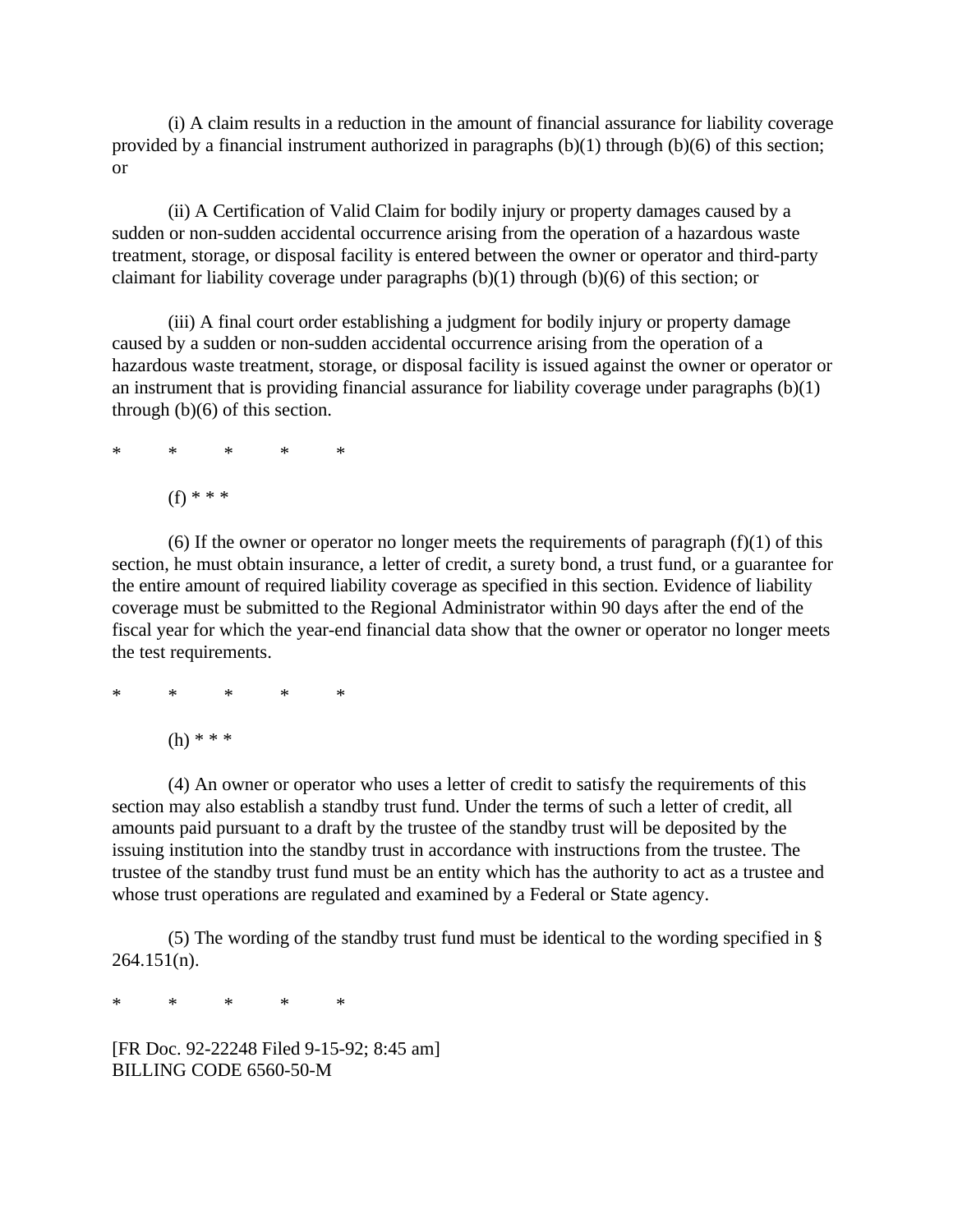(i) A claim results in a reduction in the amount of financial assurance for liability coverage provided by a financial instrument authorized in paragraphs (b)(1) through (b)(6) of this section; or

(ii) A Certification of Valid Claim for bodily injury or property damages caused by a sudden or non-sudden accidental occurrence arising from the operation of a hazardous waste treatment, storage, or disposal facility is entered between the owner or operator and third-party claimant for liability coverage under paragraphs (b)(1) through (b)(6) of this section; or

(iii) A final court order establishing a judgment for bodily injury or property damage caused by a sudden or non-sudden accidental occurrence arising from the operation of a hazardous waste treatment, storage, or disposal facility is issued against the owner or operator or an instrument that is providing financial assurance for liability coverage under paragraphs (b)(1) through (b)(6) of this section.

\*     \*     \*     \*     \*

(f) * * *

(6) If the owner or operator no longer meets the requirements of paragraph (f)(1) of this section, he must obtain insurance, a letter of credit, a surety bond, a trust fund, or a guarantee for the entire amount of required liability coverage as specified in this section. Evidence of liability coverage must be submitted to the Regional Administrator within 90 days after the end of the fiscal year for which the year-end financial data show that the owner or operator no longer meets the test requirements.

\*     \*     \*     \*     \*

(h) * * *

(4) An owner or operator who uses a letter of credit to satisfy the requirements of this section may also establish a standby trust fund. Under the terms of such a letter of credit, all amounts paid pursuant to a draft by the trustee of the standby trust will be deposited by the issuing institution into the standby trust in accordance with instructions from the trustee. The trustee of the standby trust fund must be an entity which has the authority to act as a trustee and whose trust operations are regulated and examined by a Federal or State agency.

(5) The wording of the standby trust fund must be identical to the wording specified in § 264.151(n).

\*     \*     \*     \*     \*

[FR Doc. 92-22248 Filed 9-15-92; 8:45 am]
BILLING CODE 6560-50-M